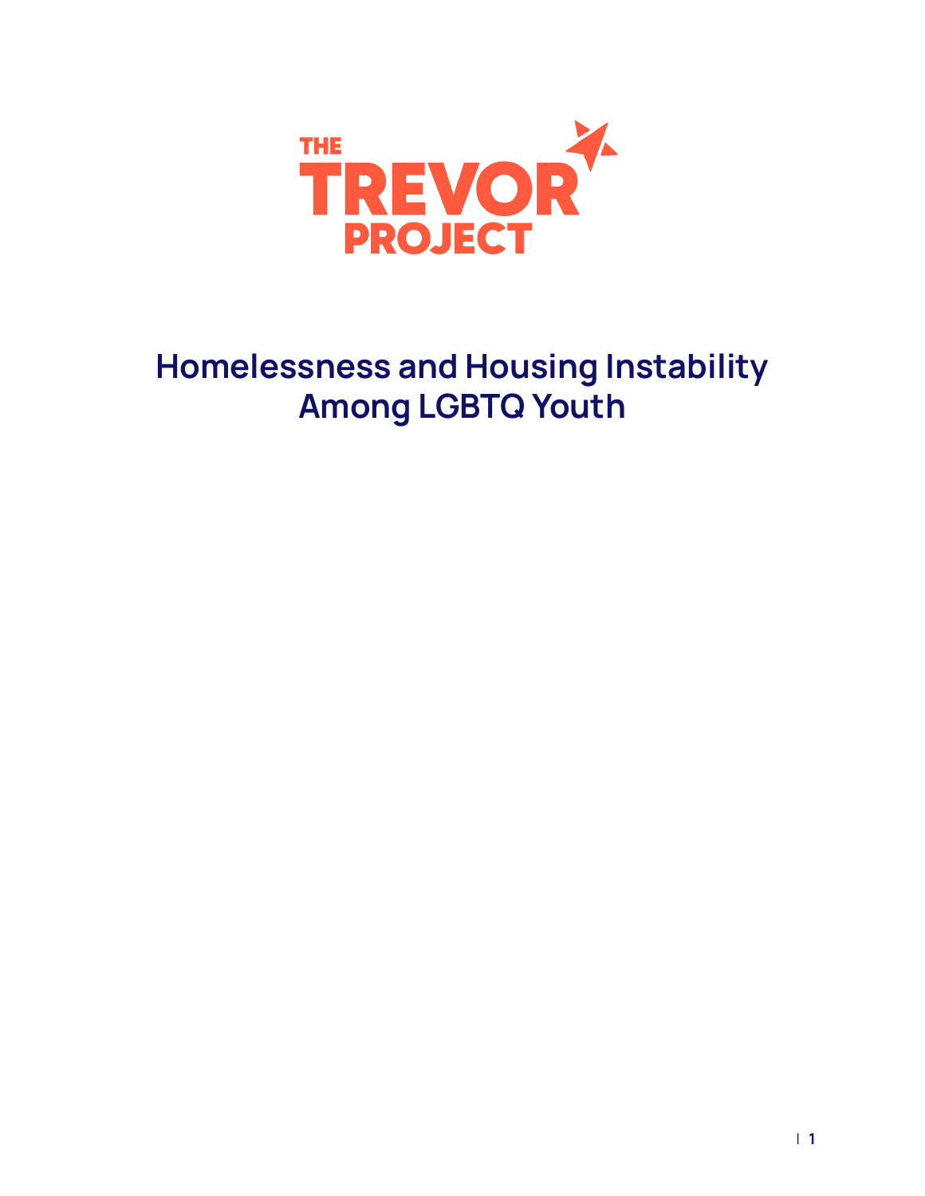THE TREVOR PROJECT

# Homelessness and Housing Instability Among LGBTQ Youth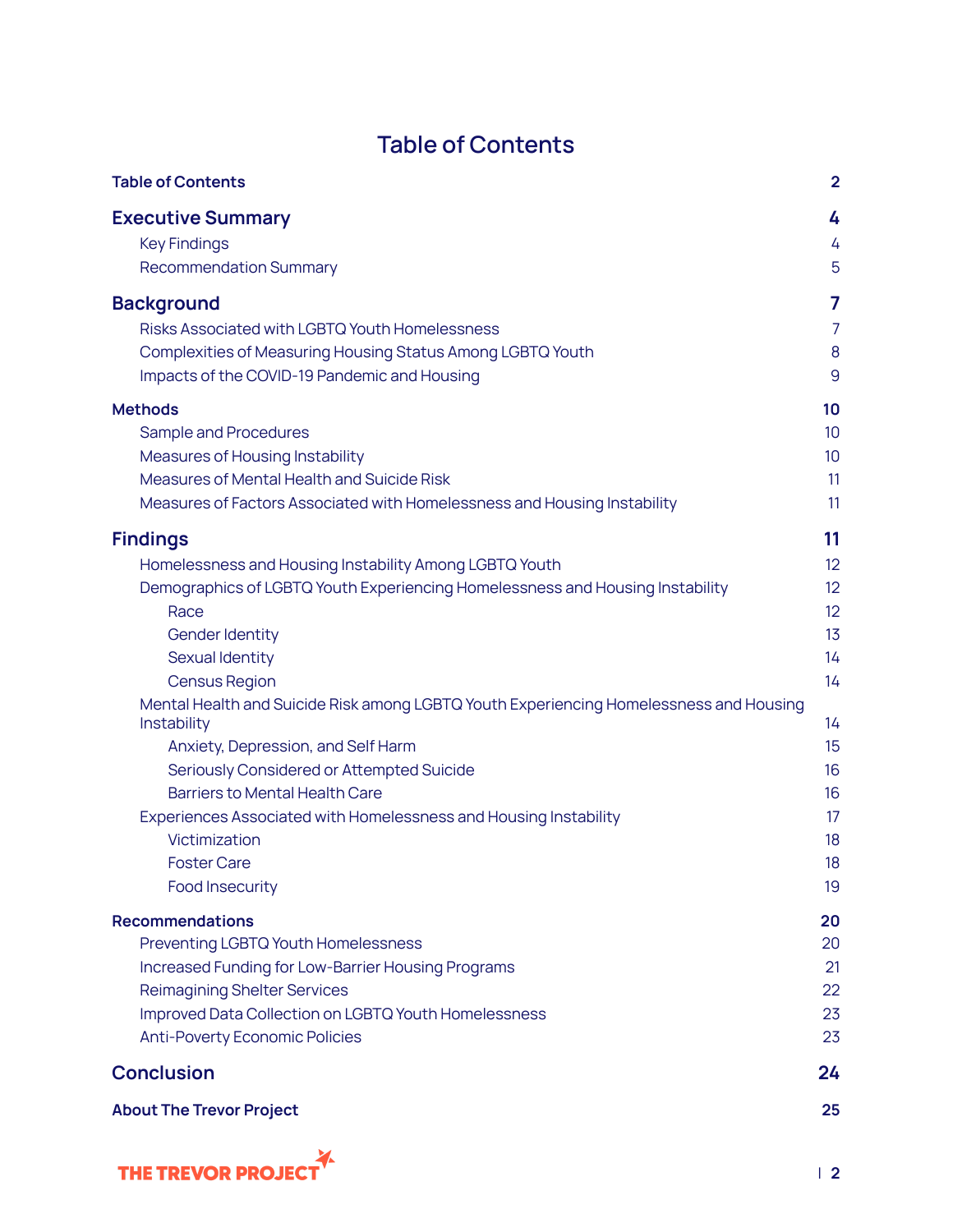# Table of Contents

- **Table of Contents** — 2
- **Executive Summary** — 4
  - Key Findings — 4
  - Recommendation Summary — 5
- **Background** — 7
  - Risks Associated with LGBTQ Youth Homelessness — 7
  - Complexities of Measuring Housing Status Among LGBTQ Youth — 8
  - Impacts of the COVID-19 Pandemic and Housing — 9
- **Methods** — 10
  - Sample and Procedures — 10
  - Measures of Housing Instability — 10
  - Measures of Mental Health and Suicide Risk — 11
  - Measures of Factors Associated with Homelessness and Housing Instability — 11
- **Findings** — 11
  - Homelessness and Housing Instability Among LGBTQ Youth — 12
  - Demographics of LGBTQ Youth Experiencing Homelessness and Housing Instability — 12
    - Race — 12
    - Gender Identity — 13
    - Sexual Identity — 14
    - Census Region — 14
  - Mental Health and Suicide Risk among LGBTQ Youth Experiencing Homelessness and Housing Instability — 14
    - Anxiety, Depression, and Self Harm — 15
    - Seriously Considered or Attempted Suicide — 16
    - Barriers to Mental Health Care — 16
  - Experiences Associated with Homelessness and Housing Instability — 17
    - Victimization — 18
    - Foster Care — 18
    - Food Insecurity — 19
- **Recommendations** — 20
  - Preventing LGBTQ Youth Homelessness — 20
  - Increased Funding for Low-Barrier Housing Programs — 21
  - Reimagining Shelter Services — 22
  - Improved Data Collection on LGBTQ Youth Homelessness — 23
  - Anti-Poverty Economic Policies — 23
- **Conclusion** — 24
- **About The Trevor Project** — 25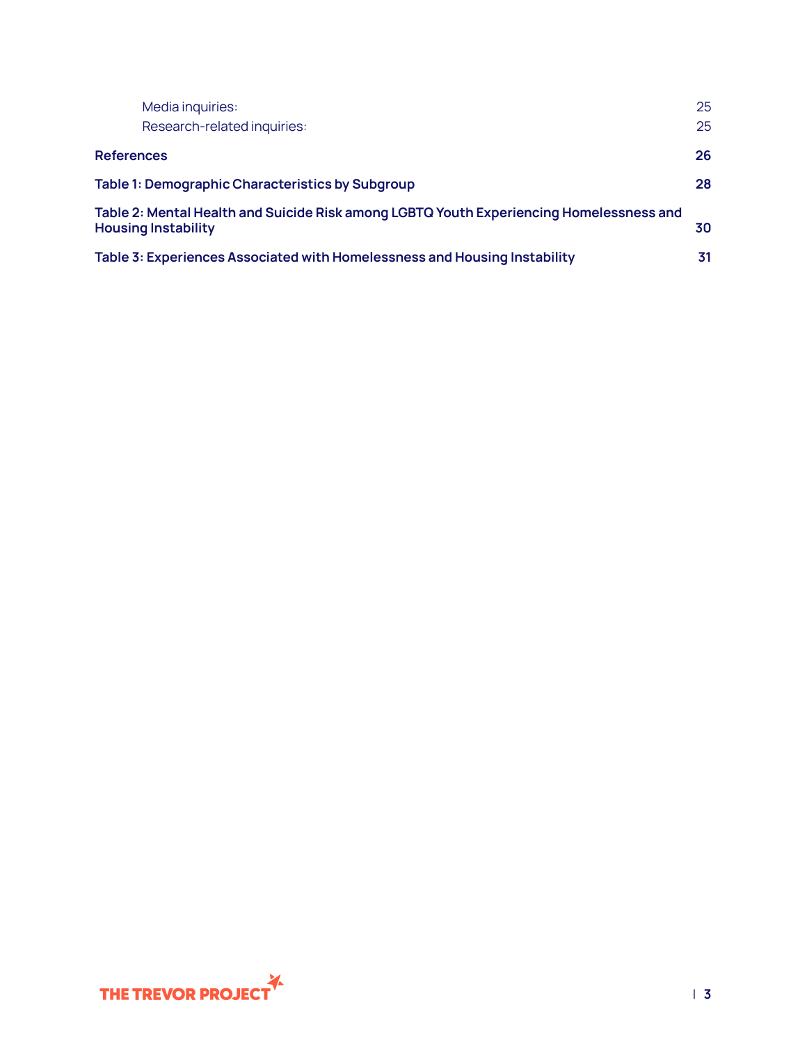Media inquiries: 25

Research-related inquiries: 25

**References** **26**

**Table 1: Demographic Characteristics by Subgroup** **28**

**Table 2: Mental Health and Suicide Risk among LGBTQ Youth Experiencing Homelessness and Housing Instability** **30**

**Table 3: Experiences Associated with Homelessness and Housing Instability** **31**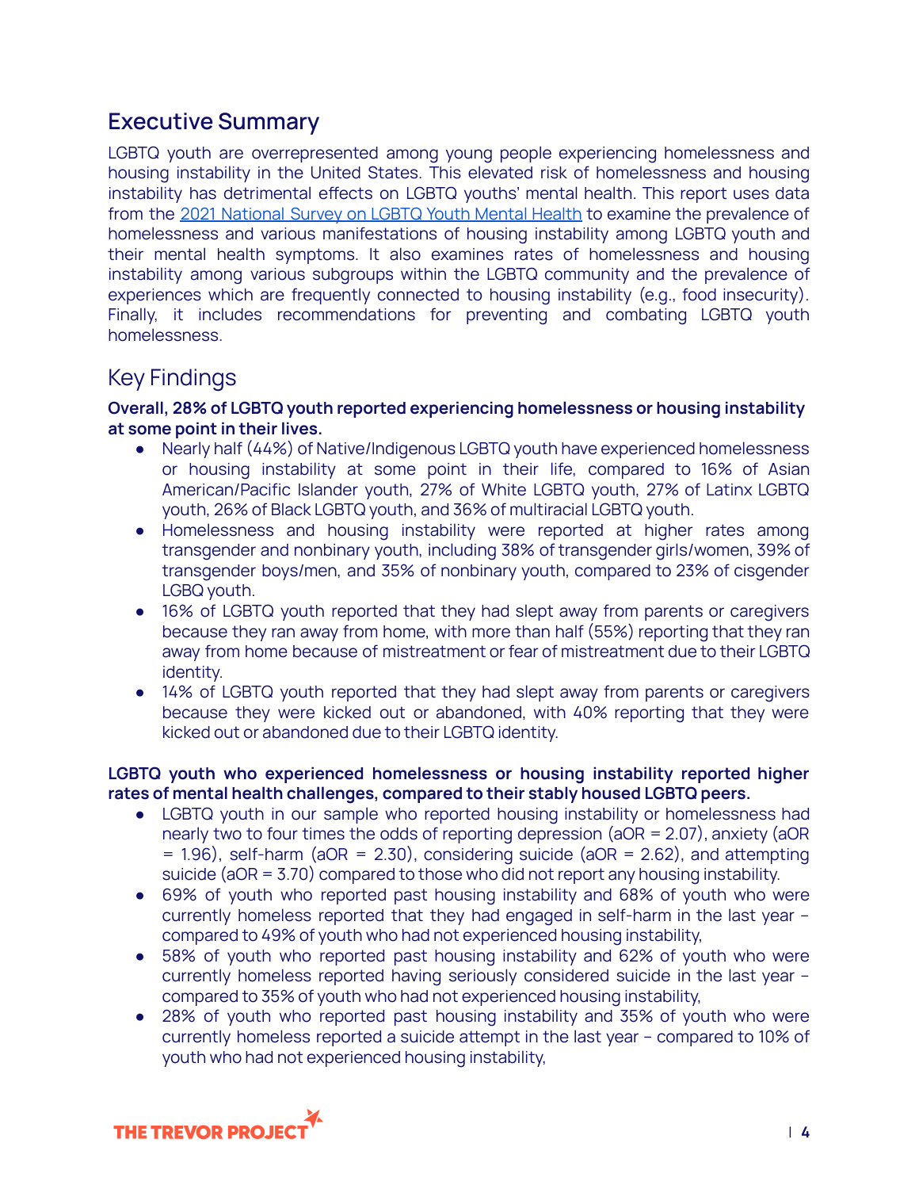## Executive Summary

LGBTQ youth are overrepresented among young people experiencing homelessness and housing instability in the United States. This elevated risk of homelessness and housing instability has detrimental effects on LGBTQ youths' mental health. This report uses data from the [2021 National Survey on LGBTQ Youth Mental Health](#) to examine the prevalence of homelessness and various manifestations of housing instability among LGBTQ youth and their mental health symptoms. It also examines rates of homelessness and housing instability among various subgroups within the LGBTQ community and the prevalence of experiences which are frequently connected to housing instability (e.g., food insecurity). Finally, it includes recommendations for preventing and combating LGBTQ youth homelessness.

## Key Findings

**Overall, 28% of LGBTQ youth reported experiencing homelessness or housing instability at some point in their lives.**

- Nearly half (44%) of Native/Indigenous LGBTQ youth have experienced homelessness or housing instability at some point in their life, compared to 16% of Asian American/Pacific Islander youth, 27% of White LGBTQ youth, 27% of Latinx LGBTQ youth, 26% of Black LGBTQ youth, and 36% of multiracial LGBTQ youth.
- Homelessness and housing instability were reported at higher rates among transgender and nonbinary youth, including 38% of transgender girls/women, 39% of transgender boys/men, and 35% of nonbinary youth, compared to 23% of cisgender LGBQ youth.
- 16% of LGBTQ youth reported that they had slept away from parents or caregivers because they ran away from home, with more than half (55%) reporting that they ran away from home because of mistreatment or fear of mistreatment due to their LGBTQ identity.
- 14% of LGBTQ youth reported that they had slept away from parents or caregivers because they were kicked out or abandoned, with 40% reporting that they were kicked out or abandoned due to their LGBTQ identity.

**LGBTQ youth who experienced homelessness or housing instability reported higher rates of mental health challenges, compared to their stably housed LGBTQ peers.**

- LGBTQ youth in our sample who reported housing instability or homelessness had nearly two to four times the odds of reporting depression (aOR = 2.07), anxiety (aOR = 1.96), self-harm (aOR = 2.30), considering suicide (aOR = 2.62), and attempting suicide (aOR = 3.70) compared to those who did not report any housing instability.
- 69% of youth who reported past housing instability and 68% of youth who were currently homeless reported that they had engaged in self-harm in the last year – compared to 49% of youth who had not experienced housing instability,
- 58% of youth who reported past housing instability and 62% of youth who were currently homeless reported having seriously considered suicide in the last year – compared to 35% of youth who had not experienced housing instability,
- 28% of youth who reported past housing instability and 35% of youth who were currently homeless reported a suicide attempt in the last year – compared to 10% of youth who had not experienced housing instability,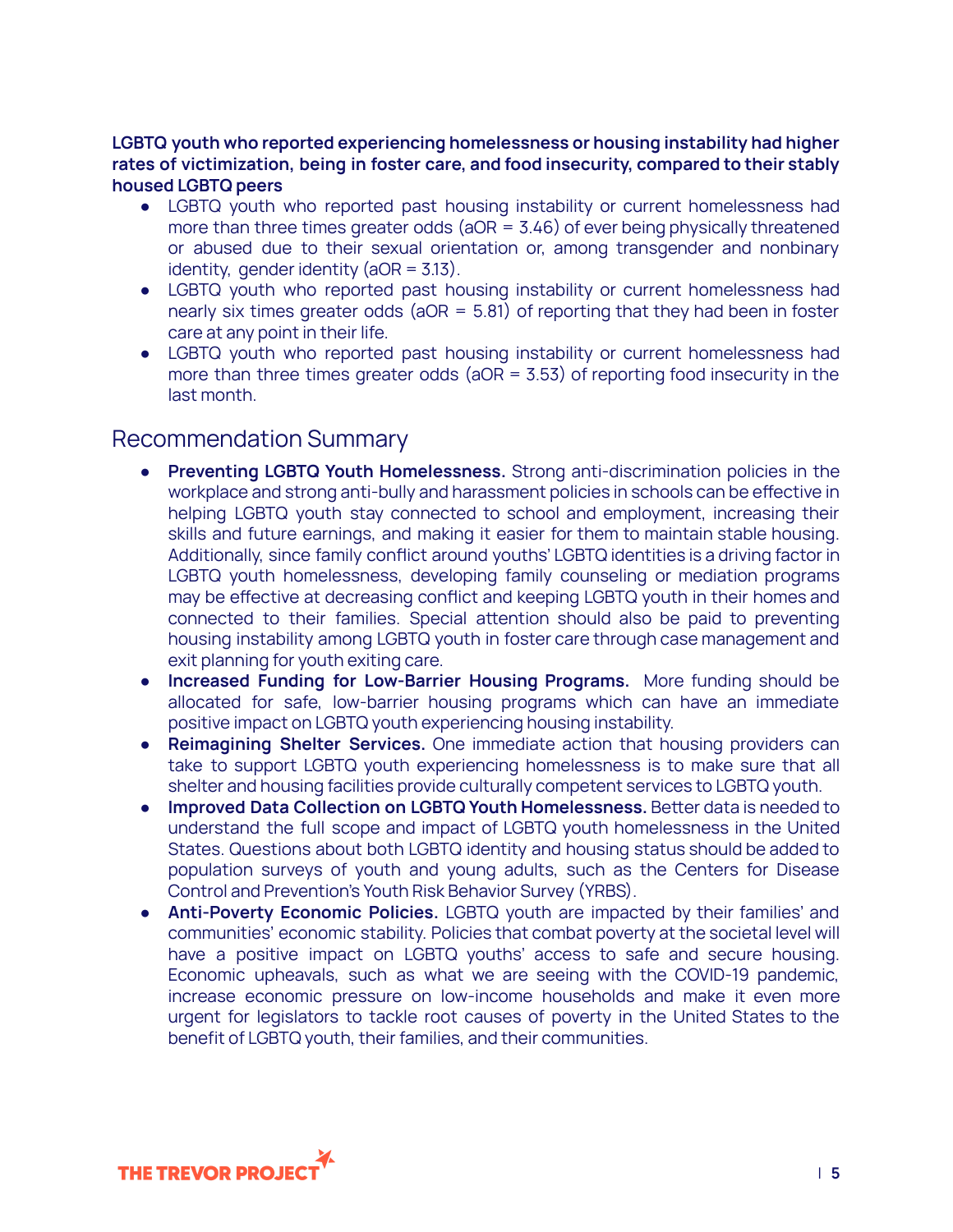**LGBTQ youth who reported experiencing homelessness or housing instability had higher rates of victimization, being in foster care, and food insecurity, compared to their stably housed LGBTQ peers**

- LGBTQ youth who reported past housing instability or current homelessness had more than three times greater odds (aOR = 3.46) of ever being physically threatened or abused due to their sexual orientation or, among transgender and nonbinary identity, gender identity (aOR = 3.13).
- LGBTQ youth who reported past housing instability or current homelessness had nearly six times greater odds (aOR = 5.81) of reporting that they had been in foster care at any point in their life.
- LGBTQ youth who reported past housing instability or current homelessness had more than three times greater odds (aOR = 3.53) of reporting food insecurity in the last month.

## Recommendation Summary

- **Preventing LGBTQ Youth Homelessness.** Strong anti-discrimination policies in the workplace and strong anti-bully and harassment policies in schools can be effective in helping LGBTQ youth stay connected to school and employment, increasing their skills and future earnings, and making it easier for them to maintain stable housing. Additionally, since family conflict around youths' LGBTQ identities is a driving factor in LGBTQ youth homelessness, developing family counseling or mediation programs may be effective at decreasing conflict and keeping LGBTQ youth in their homes and connected to their families. Special attention should also be paid to preventing housing instability among LGBTQ youth in foster care through case management and exit planning for youth exiting care.
- **Increased Funding for Low-Barrier Housing Programs.** More funding should be allocated for safe, low-barrier housing programs which can have an immediate positive impact on LGBTQ youth experiencing housing instability.
- **Reimagining Shelter Services.** One immediate action that housing providers can take to support LGBTQ youth experiencing homelessness is to make sure that all shelter and housing facilities provide culturally competent services to LGBTQ youth.
- **Improved Data Collection on LGBTQ Youth Homelessness.** Better data is needed to understand the full scope and impact of LGBTQ youth homelessness in the United States. Questions about both LGBTQ identity and housing status should be added to population surveys of youth and young adults, such as the Centers for Disease Control and Prevention's Youth Risk Behavior Survey (YRBS).
- **Anti-Poverty Economic Policies.** LGBTQ youth are impacted by their families' and communities' economic stability. Policies that combat poverty at the societal level will have a positive impact on LGBTQ youths' access to safe and secure housing. Economic upheavals, such as what we are seeing with the COVID-19 pandemic, increase economic pressure on low-income households and make it even more urgent for legislators to tackle root causes of poverty in the United States to the benefit of LGBTQ youth, their families, and their communities.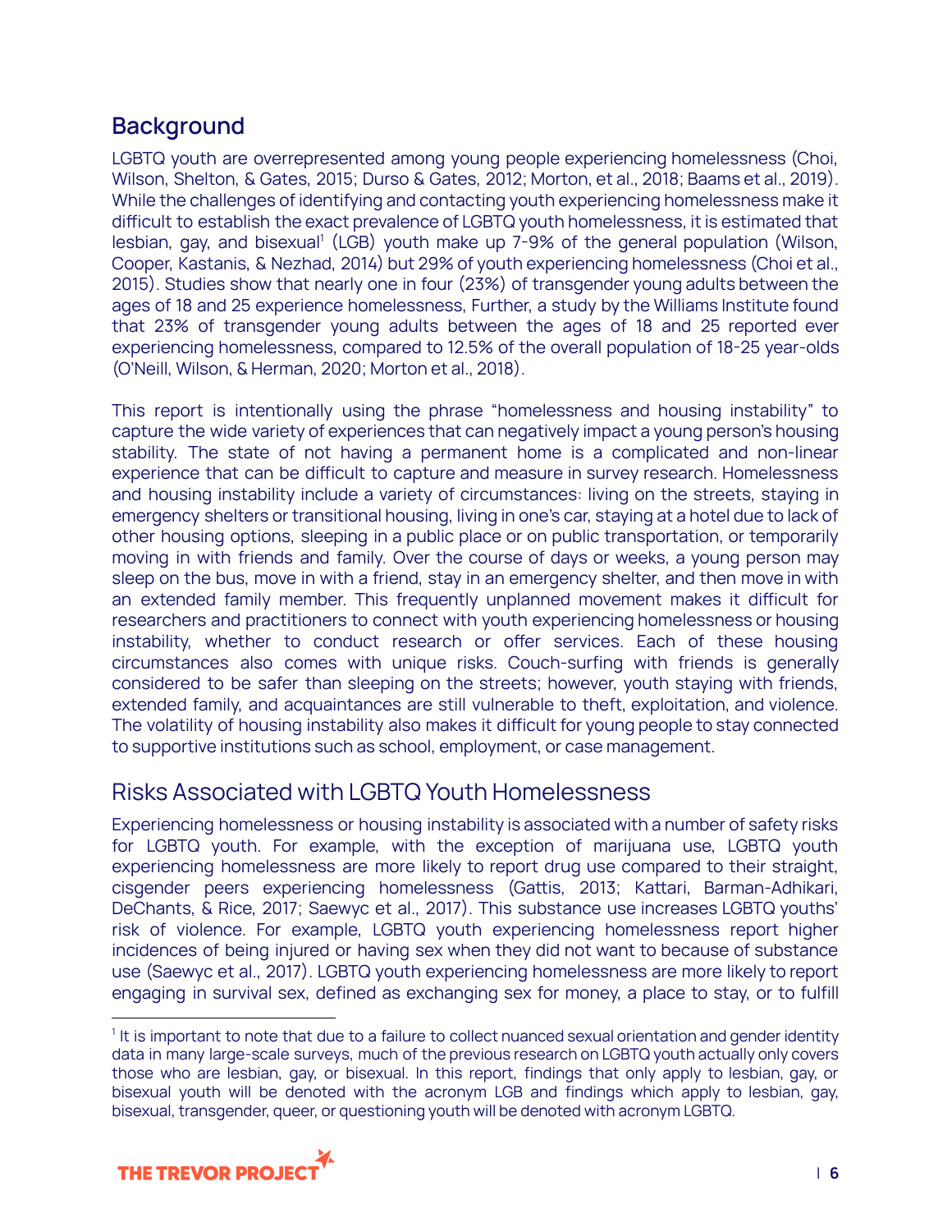## Background

LGBTQ youth are overrepresented among young people experiencing homelessness (Choi, Wilson, Shelton, & Gates, 2015; Durso & Gates, 2012; Morton, et al., 2018; Baams et al., 2019). While the challenges of identifying and contacting youth experiencing homelessness make it difficult to establish the exact prevalence of LGBTQ youth homelessness, it is estimated that lesbian, gay, and bisexual[1] (LGB) youth make up 7-9% of the general population (Wilson, Cooper, Kastanis, & Nezhad, 2014) but 29% of youth experiencing homelessness (Choi et al., 2015). Studies show that nearly one in four (23%) of transgender young adults between the ages of 18 and 25 experience homelessness, Further, a study by the Williams Institute found that 23% of transgender young adults between the ages of 18 and 25 reported ever experiencing homelessness, compared to 12.5% of the overall population of 18-25 year-olds (O'Neill, Wilson, & Herman, 2020; Morton et al., 2018).

This report is intentionally using the phrase "homelessness and housing instability" to capture the wide variety of experiences that can negatively impact a young person's housing stability. The state of not having a permanent home is a complicated and non-linear experience that can be difficult to capture and measure in survey research. Homelessness and housing instability include a variety of circumstances: living on the streets, staying in emergency shelters or transitional housing, living in one's car, staying at a hotel due to lack of other housing options, sleeping in a public place or on public transportation, or temporarily moving in with friends and family. Over the course of days or weeks, a young person may sleep on the bus, move in with a friend, stay in an emergency shelter, and then move in with an extended family member. This frequently unplanned movement makes it difficult for researchers and practitioners to connect with youth experiencing homelessness or housing instability, whether to conduct research or offer services. Each of these housing circumstances also comes with unique risks. Couch-surfing with friends is generally considered to be safer than sleeping on the streets; however, youth staying with friends, extended family, and acquaintances are still vulnerable to theft, exploitation, and violence. The volatility of housing instability also makes it difficult for young people to stay connected to supportive institutions such as school, employment, or case management.

## Risks Associated with LGBTQ Youth Homelessness

Experiencing homelessness or housing instability is associated with a number of safety risks for LGBTQ youth. For example, with the exception of marijuana use, LGBTQ youth experiencing homelessness are more likely to report drug use compared to their straight, cisgender peers experiencing homelessness (Gattis, 2013; Kattari, Barman-Adhikari, DeChants, & Rice, 2017; Saewyc et al., 2017). This substance use increases LGBTQ youths' risk of violence. For example, LGBTQ youth experiencing homelessness report higher incidences of being injured or having sex when they did not want to because of substance use (Saewyc et al., 2017). LGBTQ youth experiencing homelessness are more likely to report engaging in survival sex, defined as exchanging sex for money, a place to stay, or to fulfill

[1] It is important to note that due to a failure to collect nuanced sexual orientation and gender identity data in many large-scale surveys, much of the previous research on LGBTQ youth actually only covers those who are lesbian, gay, or bisexual. In this report, findings that only apply to lesbian, gay, or bisexual youth will be denoted with the acronym LGB and findings which apply to lesbian, gay, bisexual, transgender, queer, or questioning youth will be denoted with acronym LGBTQ.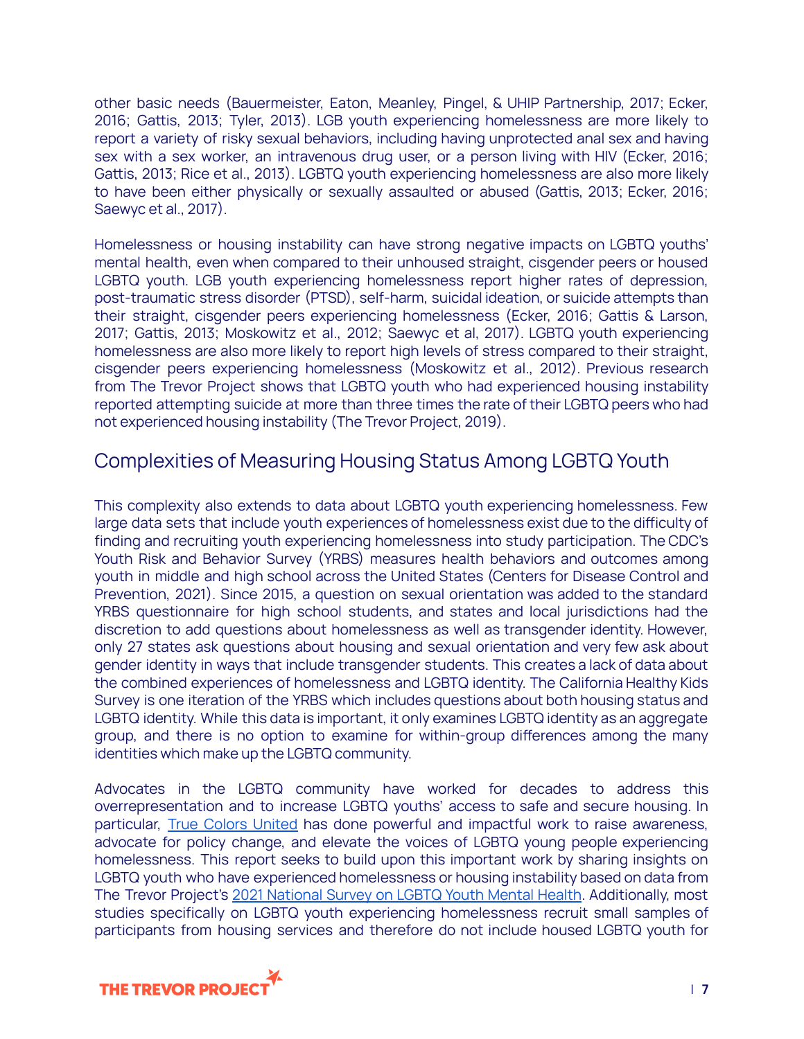other basic needs (Bauermeister, Eaton, Meanley, Pingel, & UHIP Partnership, 2017; Ecker, 2016; Gattis, 2013; Tyler, 2013). LGB youth experiencing homelessness are more likely to report a variety of risky sexual behaviors, including having unprotected anal sex and having sex with a sex worker, an intravenous drug user, or a person living with HIV (Ecker, 2016; Gattis, 2013; Rice et al., 2013). LGBTQ youth experiencing homelessness are also more likely to have been either physically or sexually assaulted or abused (Gattis, 2013; Ecker, 2016; Saewyc et al., 2017).

Homelessness or housing instability can have strong negative impacts on LGBTQ youths' mental health, even when compared to their unhoused straight, cisgender peers or housed LGBTQ youth. LGB youth experiencing homelessness report higher rates of depression, post-traumatic stress disorder (PTSD), self-harm, suicidal ideation, or suicide attempts than their straight, cisgender peers experiencing homelessness (Ecker, 2016; Gattis & Larson, 2017; Gattis, 2013; Moskowitz et al., 2012; Saewyc et al, 2017). LGBTQ youth experiencing homelessness are also more likely to report high levels of stress compared to their straight, cisgender peers experiencing homelessness (Moskowitz et al., 2012). Previous research from The Trevor Project shows that LGBTQ youth who had experienced housing instability reported attempting suicide at more than three times the rate of their LGBTQ peers who had not experienced housing instability (The Trevor Project, 2019).

## Complexities of Measuring Housing Status Among LGBTQ Youth

This complexity also extends to data about LGBTQ youth experiencing homelessness. Few large data sets that include youth experiences of homelessness exist due to the difficulty of finding and recruiting youth experiencing homelessness into study participation. The CDC's Youth Risk and Behavior Survey (YRBS) measures health behaviors and outcomes among youth in middle and high school across the United States (Centers for Disease Control and Prevention, 2021). Since 2015, a question on sexual orientation was added to the standard YRBS questionnaire for high school students, and states and local jurisdictions had the discretion to add questions about homelessness as well as transgender identity. However, only 27 states ask questions about housing and sexual orientation and very few ask about gender identity in ways that include transgender students. This creates a lack of data about the combined experiences of homelessness and LGBTQ identity. The California Healthy Kids Survey is one iteration of the YRBS which includes questions about both housing status and LGBTQ identity. While this data is important, it only examines LGBTQ identity as an aggregate group, and there is no option to examine for within-group differences among the many identities which make up the LGBTQ community.

Advocates in the LGBTQ community have worked for decades to address this overrepresentation and to increase LGBTQ youths' access to safe and secure housing. In particular, True Colors United has done powerful and impactful work to raise awareness, advocate for policy change, and elevate the voices of LGBTQ young people experiencing homelessness. This report seeks to build upon this important work by sharing insights on LGBTQ youth who have experienced homelessness or housing instability based on data from The Trevor Project's 2021 National Survey on LGBTQ Youth Mental Health. Additionally, most studies specifically on LGBTQ youth experiencing homelessness recruit small samples of participants from housing services and therefore do not include housed LGBTQ youth for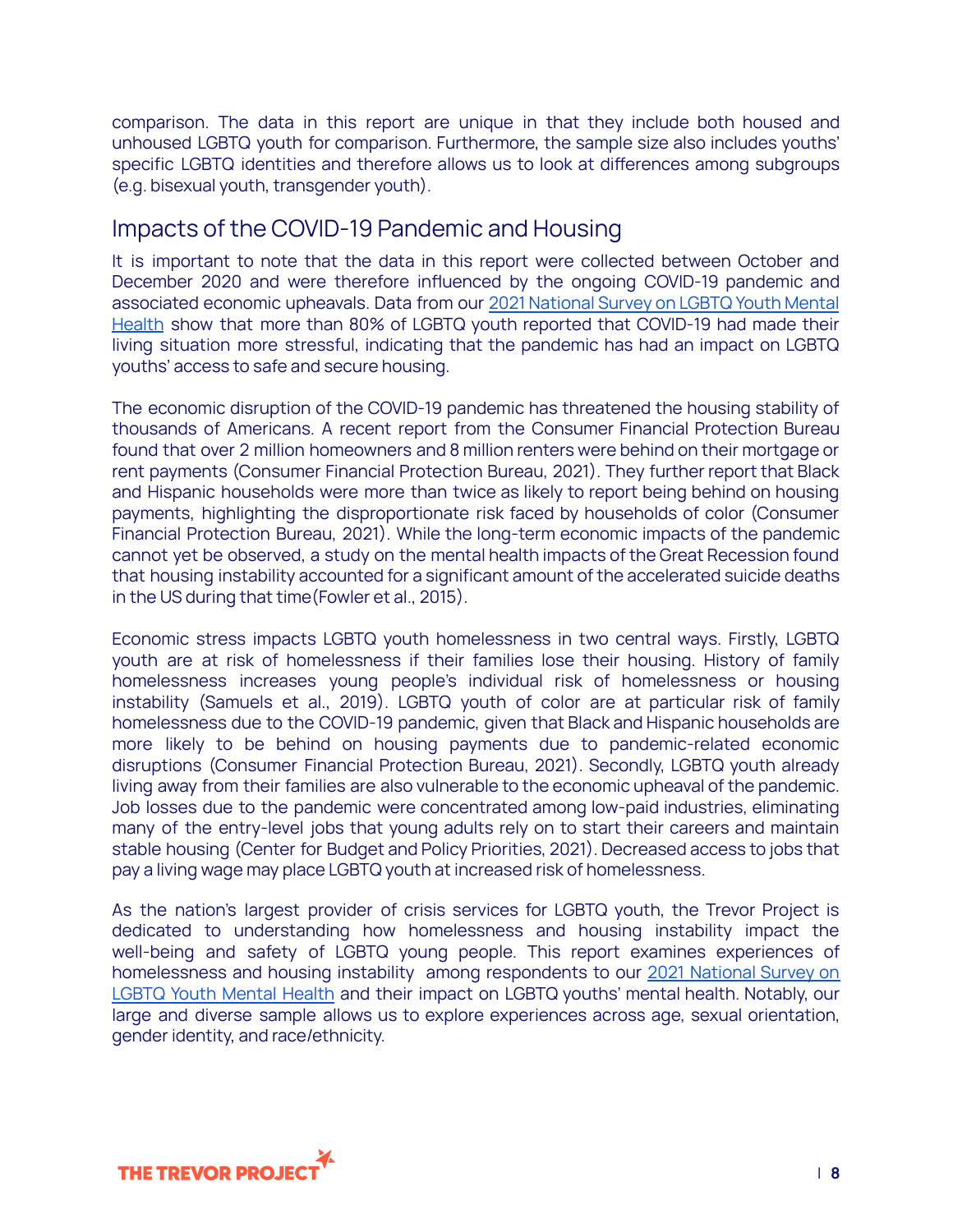comparison. The data in this report are unique in that they include both housed and unhoused LGBTQ youth for comparison. Furthermore, the sample size also includes youths' specific LGBTQ identities and therefore allows us to look at differences among subgroups (e.g. bisexual youth, transgender youth).

## Impacts of the COVID-19 Pandemic and Housing

It is important to note that the data in this report were collected between October and December 2020 and were therefore influenced by the ongoing COVID-19 pandemic and associated economic upheavals. Data from our 2021 National Survey on LGBTQ Youth Mental Health show that more than 80% of LGBTQ youth reported that COVID-19 had made their living situation more stressful, indicating that the pandemic has had an impact on LGBTQ youths' access to safe and secure housing.

The economic disruption of the COVID-19 pandemic has threatened the housing stability of thousands of Americans. A recent report from the Consumer Financial Protection Bureau found that over 2 million homeowners and 8 million renters were behind on their mortgage or rent payments (Consumer Financial Protection Bureau, 2021). They further report that Black and Hispanic households were more than twice as likely to report being behind on housing payments, highlighting the disproportionate risk faced by households of color (Consumer Financial Protection Bureau, 2021). While the long-term economic impacts of the pandemic cannot yet be observed, a study on the mental health impacts of the Great Recession found that housing instability accounted for a significant amount of the accelerated suicide deaths in the US during that time(Fowler et al., 2015).

Economic stress impacts LGBTQ youth homelessness in two central ways. Firstly, LGBTQ youth are at risk of homelessness if their families lose their housing. History of family homelessness increases young people's individual risk of homelessness or housing instability (Samuels et al., 2019). LGBTQ youth of color are at particular risk of family homelessness due to the COVID-19 pandemic, given that Black and Hispanic households are more likely to be behind on housing payments due to pandemic-related economic disruptions (Consumer Financial Protection Bureau, 2021). Secondly, LGBTQ youth already living away from their families are also vulnerable to the economic upheaval of the pandemic. Job losses due to the pandemic were concentrated among low-paid industries, eliminating many of the entry-level jobs that young adults rely on to start their careers and maintain stable housing (Center for Budget and Policy Priorities, 2021). Decreased access to jobs that pay a living wage may place LGBTQ youth at increased risk of homelessness.

As the nation's largest provider of crisis services for LGBTQ youth, the Trevor Project is dedicated to understanding how homelessness and housing instability impact the well-being and safety of LGBTQ young people. This report examines experiences of homelessness and housing instability among respondents to our 2021 National Survey on LGBTQ Youth Mental Health and their impact on LGBTQ youths' mental health. Notably, our large and diverse sample allows us to explore experiences across age, sexual orientation, gender identity, and race/ethnicity.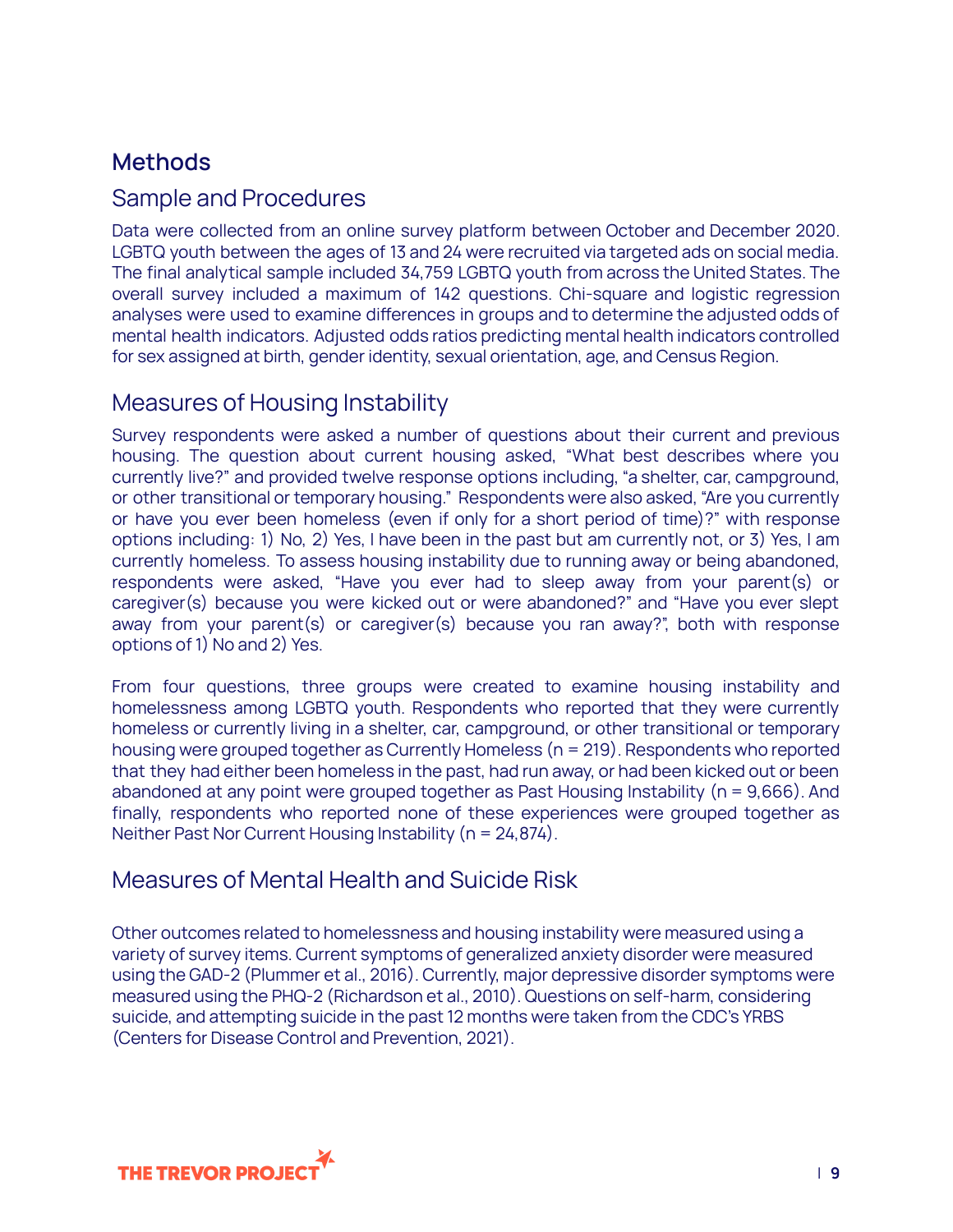## Methods

### Sample and Procedures

Data were collected from an online survey platform between October and December 2020. LGBTQ youth between the ages of 13 and 24 were recruited via targeted ads on social media. The final analytical sample included 34,759 LGBTQ youth from across the United States. The overall survey included a maximum of 142 questions. Chi-square and logistic regression analyses were used to examine differences in groups and to determine the adjusted odds of mental health indicators. Adjusted odds ratios predicting mental health indicators controlled for sex assigned at birth, gender identity, sexual orientation, age, and Census Region.

### Measures of Housing Instability

Survey respondents were asked a number of questions about their current and previous housing. The question about current housing asked, "What best describes where you currently live?" and provided twelve response options including, "a shelter, car, campground, or other transitional or temporary housing." Respondents were also asked, "Are you currently or have you ever been homeless (even if only for a short period of time)?" with response options including: 1) No, 2) Yes, I have been in the past but am currently not, or 3) Yes, I am currently homeless. To assess housing instability due to running away or being abandoned, respondents were asked, "Have you ever had to sleep away from your parent(s) or caregiver(s) because you were kicked out or were abandoned?" and "Have you ever slept away from your parent(s) or caregiver(s) because you ran away?", both with response options of 1) No and 2) Yes.

From four questions, three groups were created to examine housing instability and homelessness among LGBTQ youth. Respondents who reported that they were currently homeless or currently living in a shelter, car, campground, or other transitional or temporary housing were grouped together as Currently Homeless (n = 219). Respondents who reported that they had either been homeless in the past, had run away, or had been kicked out or been abandoned at any point were grouped together as Past Housing Instability (n = 9,666). And finally, respondents who reported none of these experiences were grouped together as Neither Past Nor Current Housing Instability (n = 24,874).

### Measures of Mental Health and Suicide Risk

Other outcomes related to homelessness and housing instability were measured using a variety of survey items. Current symptoms of generalized anxiety disorder were measured using the GAD-2 (Plummer et al., 2016). Currently, major depressive disorder symptoms were measured using the PHQ-2 (Richardson et al., 2010). Questions on self-harm, considering suicide, and attempting suicide in the past 12 months were taken from the CDC's YRBS (Centers for Disease Control and Prevention, 2021).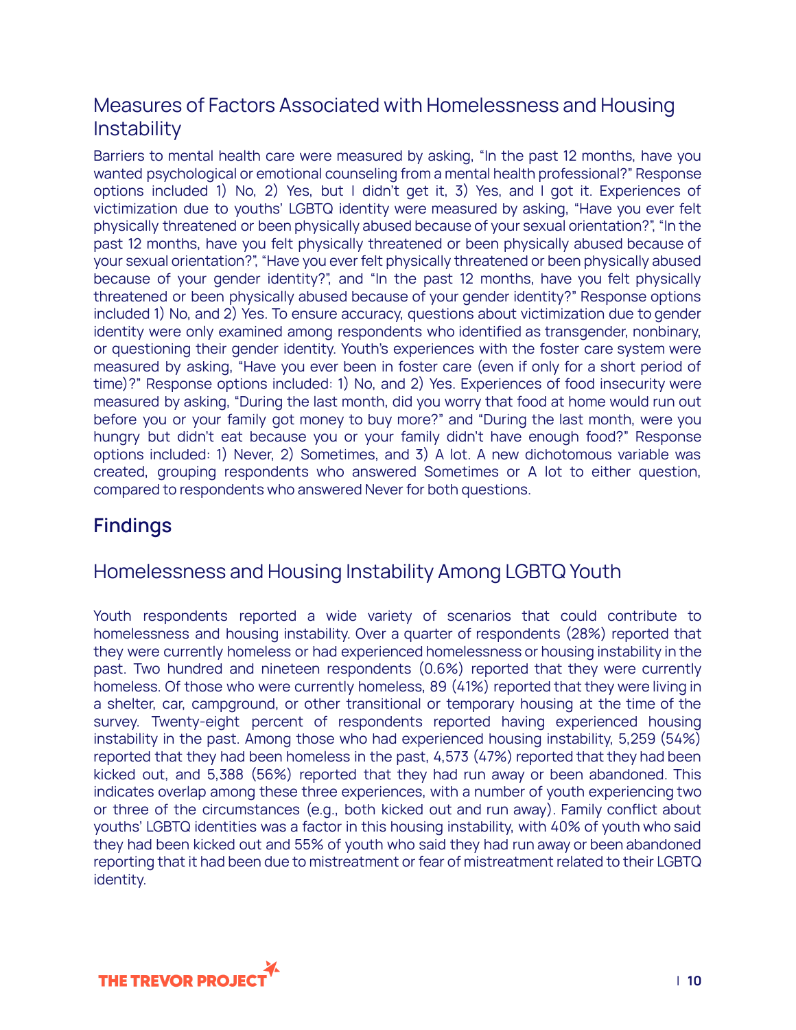## Measures of Factors Associated with Homelessness and Housing Instability

Barriers to mental health care were measured by asking, "In the past 12 months, have you wanted psychological or emotional counseling from a mental health professional?" Response options included 1) No, 2) Yes, but I didn't get it, 3) Yes, and I got it. Experiences of victimization due to youths' LGBTQ identity were measured by asking, "Have you ever felt physically threatened or been physically abused because of your sexual orientation?", "In the past 12 months, have you felt physically threatened or been physically abused because of your sexual orientation?", "Have you ever felt physically threatened or been physically abused because of your gender identity?", and "In the past 12 months, have you felt physically threatened or been physically abused because of your gender identity?" Response options included 1) No, and 2) Yes. To ensure accuracy, questions about victimization due to gender identity were only examined among respondents who identified as transgender, nonbinary, or questioning their gender identity. Youth's experiences with the foster care system were measured by asking, "Have you ever been in foster care (even if only for a short period of time)?" Response options included: 1) No, and 2) Yes. Experiences of food insecurity were measured by asking, "During the last month, did you worry that food at home would run out before you or your family got money to buy more?" and "During the last month, were you hungry but didn't eat because you or your family didn't have enough food?" Response options included: 1) Never, 2) Sometimes, and 3) A lot. A new dichotomous variable was created, grouping respondents who answered Sometimes or A lot to either question, compared to respondents who answered Never for both questions.

# Findings

## Homelessness and Housing Instability Among LGBTQ Youth

Youth respondents reported a wide variety of scenarios that could contribute to homelessness and housing instability. Over a quarter of respondents (28%) reported that they were currently homeless or had experienced homelessness or housing instability in the past. Two hundred and nineteen respondents (0.6%) reported that they were currently homeless. Of those who were currently homeless, 89 (41%) reported that they were living in a shelter, car, campground, or other transitional or temporary housing at the time of the survey. Twenty-eight percent of respondents reported having experienced housing instability in the past. Among those who had experienced housing instability, 5,259 (54%) reported that they had been homeless in the past, 4,573 (47%) reported that they had been kicked out, and 5,388 (56%) reported that they had run away or been abandoned. This indicates overlap among these three experiences, with a number of youth experiencing two or three of the circumstances (e.g., both kicked out and run away). Family conflict about youths' LGBTQ identities was a factor in this housing instability, with 40% of youth who said they had been kicked out and 55% of youth who said they had run away or been abandoned reporting that it had been due to mistreatment or fear of mistreatment related to their LGBTQ identity.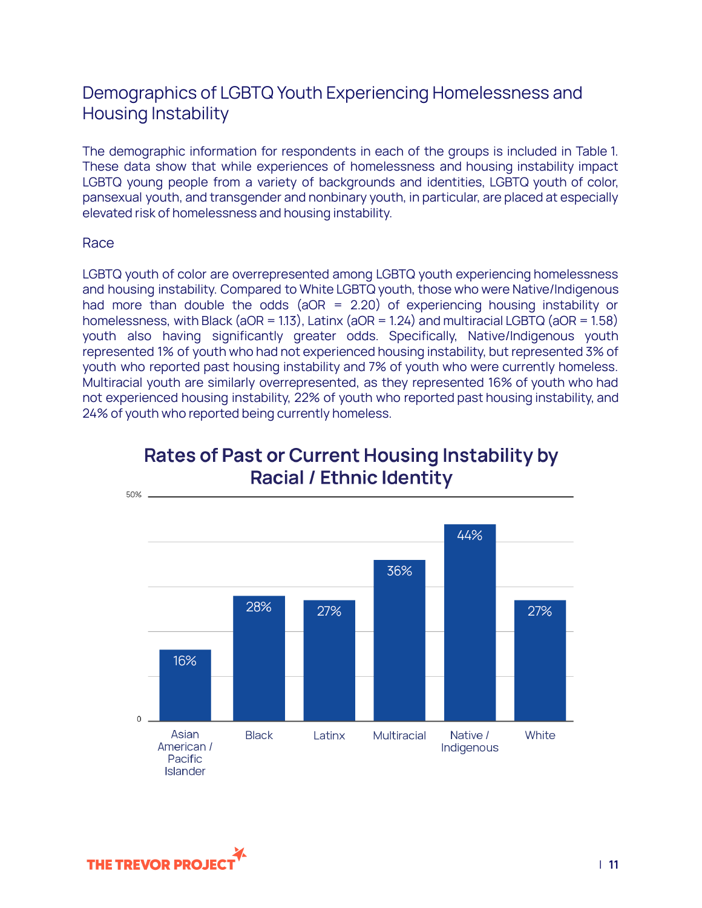## Demographics of LGBTQ Youth Experiencing Homelessness and Housing Instability

The demographic information for respondents in each of the groups is included in Table 1. These data show that while experiences of homelessness and housing instability impact LGBTQ young people from a variety of backgrounds and identities, LGBTQ youth of color, pansexual youth, and transgender and nonbinary youth, in particular, are placed at especially elevated risk of homelessness and housing instability.

### Race

LGBTQ youth of color are overrepresented among LGBTQ youth experiencing homelessness and housing instability. Compared to White LGBTQ youth, those who were Native/Indigenous had more than double the odds (aOR = 2.20) of experiencing housing instability or homelessness, with Black (aOR = 1.13), Latinx (aOR = 1.24) and multiracial LGBTQ (aOR = 1.58) youth also having significantly greater odds. Specifically, Native/Indigenous youth represented 1% of youth who had not experienced housing instability, but represented 3% of youth who reported past housing instability and 7% of youth who were currently homeless. Multiracial youth are similarly overrepresented, as they represented 16% of youth who had not experienced housing instability, 22% of youth who reported past housing instability, and 24% of youth who reported being currently homeless.

**Rates of Past or Current Housing Instability by Racial / Ethnic Identity**

| Racial / Ethnic Identity | Rate |
|---|---|
| Asian American / Pacific Islander | 16% |
| Black | 28% |
| Latinx | 27% |
| Multiracial | 36% |
| Native / Indigenous | 44% |
| White | 27% |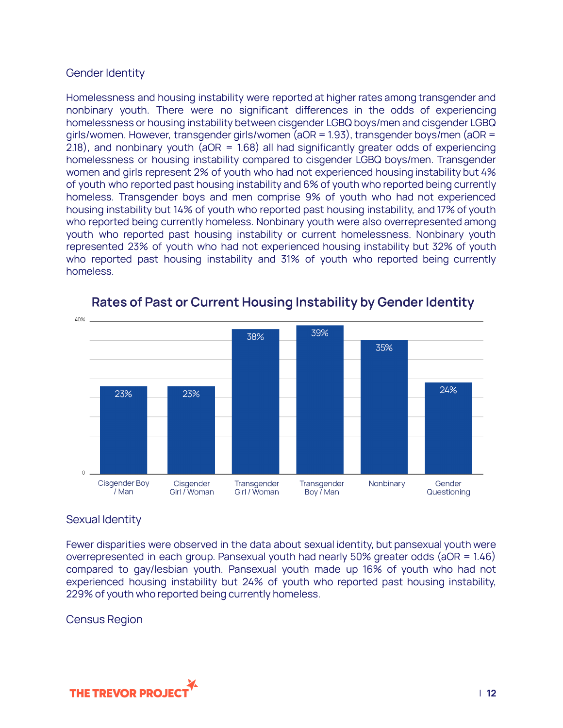## Gender Identity

Homelessness and housing instability were reported at higher rates among transgender and nonbinary youth. There were no significant differences in the odds of experiencing homelessness or housing instability between cisgender LGBQ boys/men and cisgender LGBQ girls/women. However, transgender girls/women (aOR = 1.93), transgender boys/men (aOR = 2.18), and nonbinary youth (aOR = 1.68) all had significantly greater odds of experiencing homelessness or housing instability compared to cisgender LGBQ boys/men. Transgender women and girls represent 2% of youth who had not experienced housing instability but 4% of youth who reported past housing instability and 6% of youth who reported being currently homeless. Transgender boys and men comprise 9% of youth who had not experienced housing instability but 14% of youth who reported past housing instability, and 17% of youth who reported being currently homeless. Nonbinary youth were also overrepresented among youth who reported past housing instability or current homelessness. Nonbinary youth represented 23% of youth who had not experienced housing instability but 32% of youth who reported past housing instability and 31% of youth who reported being currently homeless.

### Rates of Past or Current Housing Instability by Gender Identity

| Gender Identity | Rate |
|---|---|
| Cisgender Boy / Man | 23% |
| Cisgender Girl / Woman | 23% |
| Transgender Girl / Woman | 38% |
| Transgender Boy / Man | 39% |
| Nonbinary | 35% |
| Gender Questioning | 24% |

## Sexual Identity

Fewer disparities were observed in the data about sexual identity, but pansexual youth were overrepresented in each group. Pansexual youth had nearly 50% greater odds (aOR = 1.46) compared to gay/lesbian youth. Pansexual youth made up 16% of youth who had not experienced housing instability but 24% of youth who reported past housing instability, 229% of youth who reported being currently homeless.

## Census Region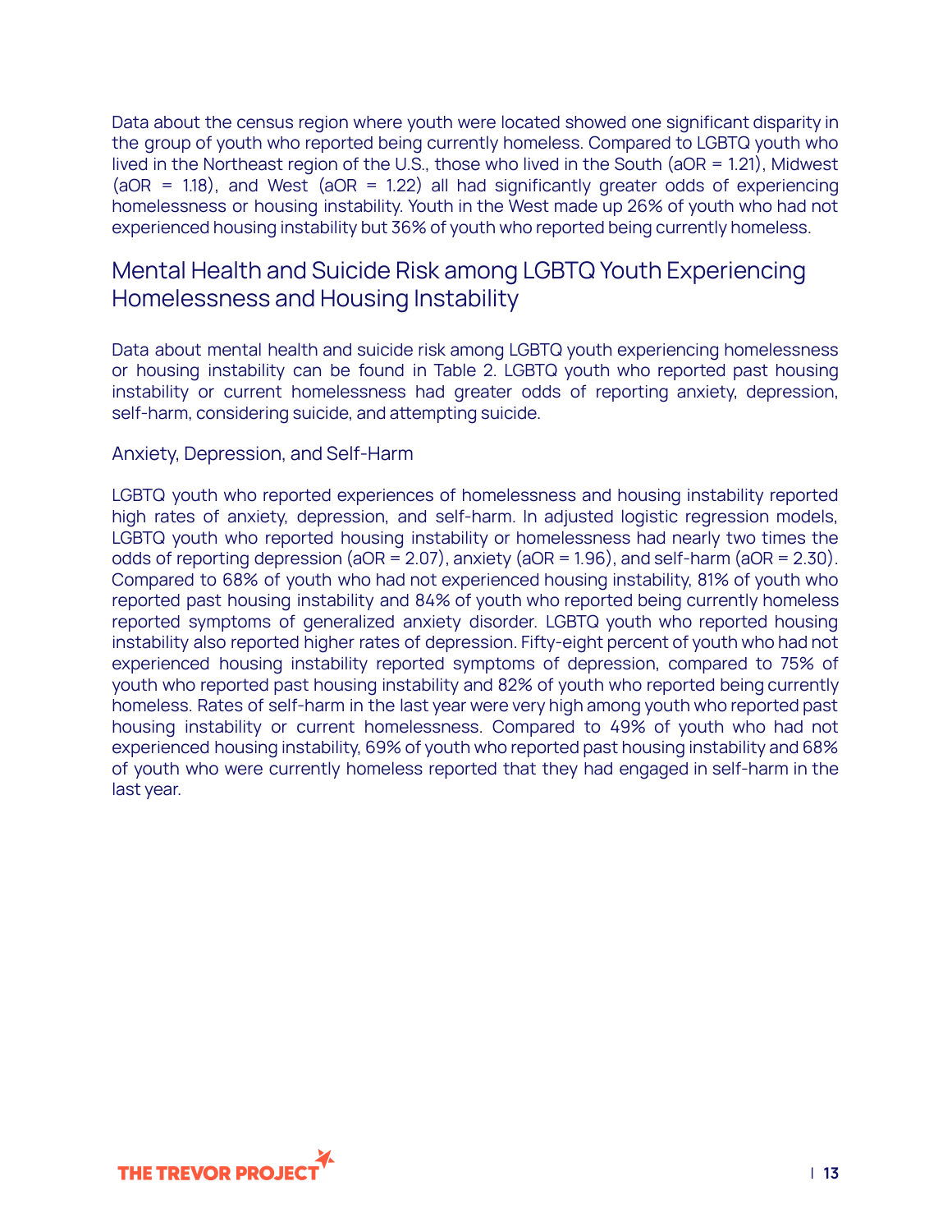Data about the census region where youth were located showed one significant disparity in the group of youth who reported being currently homeless. Compared to LGBTQ youth who lived in the Northeast region of the U.S., those who lived in the South (aOR = 1.21), Midwest (aOR = 1.18), and West (aOR = 1.22) all had significantly greater odds of experiencing homelessness or housing instability. Youth in the West made up 26% of youth who had not experienced housing instability but 36% of youth who reported being currently homeless.

## Mental Health and Suicide Risk among LGBTQ Youth Experiencing Homelessness and Housing Instability

Data about mental health and suicide risk among LGBTQ youth experiencing homelessness or housing instability can be found in Table 2. LGBTQ youth who reported past housing instability or current homelessness had greater odds of reporting anxiety, depression, self-harm, considering suicide, and attempting suicide.

### Anxiety, Depression, and Self-Harm

LGBTQ youth who reported experiences of homelessness and housing instability reported high rates of anxiety, depression, and self-harm. In adjusted logistic regression models, LGBTQ youth who reported housing instability or homelessness had nearly two times the odds of reporting depression (aOR = 2.07), anxiety (aOR = 1.96), and self-harm (aOR = 2.30). Compared to 68% of youth who had not experienced housing instability, 81% of youth who reported past housing instability and 84% of youth who reported being currently homeless reported symptoms of generalized anxiety disorder. LGBTQ youth who reported housing instability also reported higher rates of depression. Fifty-eight percent of youth who had not experienced housing instability reported symptoms of depression, compared to 75% of youth who reported past housing instability and 82% of youth who reported being currently homeless. Rates of self-harm in the last year were very high among youth who reported past housing instability or current homelessness. Compared to 49% of youth who had not experienced housing instability, 69% of youth who reported past housing instability and 68% of youth who were currently homeless reported that they had engaged in self-harm in the last year.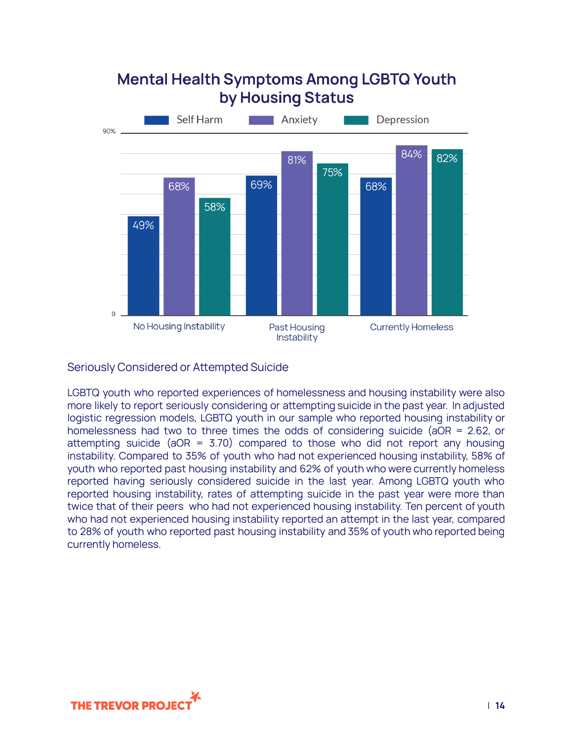## Mental Health Symptoms Among LGBTQ Youth by Housing Status

| | Self Harm | Anxiety | Depression |
|---|---|---|---|
| No Housing Instability | 49% | 68% | 58% |
| Past Housing Instability | 69% | 81% | 75% |
| Currently Homeless | 68% | 84% | 82% |

### Seriously Considered or Attempted Suicide

LGBTQ youth who reported experiences of homelessness and housing instability were also more likely to report seriously considering or attempting suicide in the past year. In adjusted logistic regression models, LGBTQ youth in our sample who reported housing instability or homelessness had two to three times the odds of considering suicide (aOR = 2.62, or attempting suicide (aOR = 3.70) compared to those who did not report any housing instability. Compared to 35% of youth who had not experienced housing instability, 58% of youth who reported past housing instability and 62% of youth who were currently homeless reported having seriously considered suicide in the last year. Among LGBTQ youth who reported housing instability, rates of attempting suicide in the past year were more than twice that of their peers who had not experienced housing instability. Ten percent of youth who had not experienced housing instability reported an attempt in the last year, compared to 28% of youth who reported past housing instability and 35% of youth who reported being currently homeless.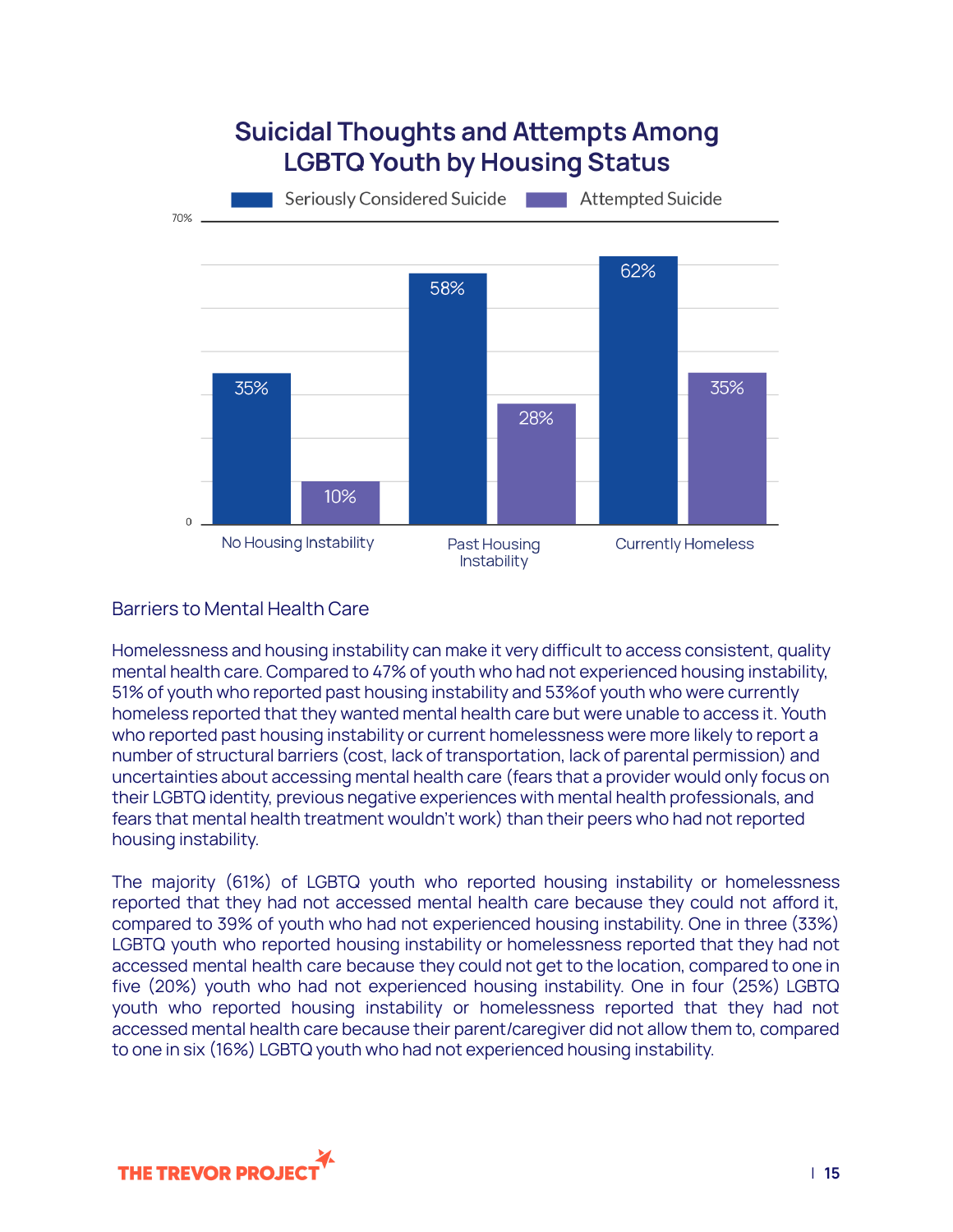## Suicidal Thoughts and Attempts Among LGBTQ Youth by Housing Status

| | Seriously Considered Suicide | Attempted Suicide |
|---|---|---|
| No Housing Instability | 35% | 10% |
| Past Housing Instability | 58% | 28% |
| Currently Homeless | 62% | 35% |

### Barriers to Mental Health Care

Homelessness and housing instability can make it very difficult to access consistent, quality mental health care. Compared to 47% of youth who had not experienced housing instability, 51% of youth who reported past housing instability and 53%of youth who were currently homeless reported that they wanted mental health care but were unable to access it. Youth who reported past housing instability or current homelessness were more likely to report a number of structural barriers (cost, lack of transportation, lack of parental permission) and uncertainties about accessing mental health care (fears that a provider would only focus on their LGBTQ identity, previous negative experiences with mental health professionals, and fears that mental health treatment wouldn't work) than their peers who had not reported housing instability.

The majority (61%) of LGBTQ youth who reported housing instability or homelessness reported that they had not accessed mental health care because they could not afford it, compared to 39% of youth who had not experienced housing instability. One in three (33%) LGBTQ youth who reported housing instability or homelessness reported that they had not accessed mental health care because they could not get to the location, compared to one in five (20%) youth who had not experienced housing instability. One in four (25%) LGBTQ youth who reported housing instability or homelessness reported that they had not accessed mental health care because their parent/caregiver did not allow them to, compared to one in six (16%) LGBTQ youth who had not experienced housing instability.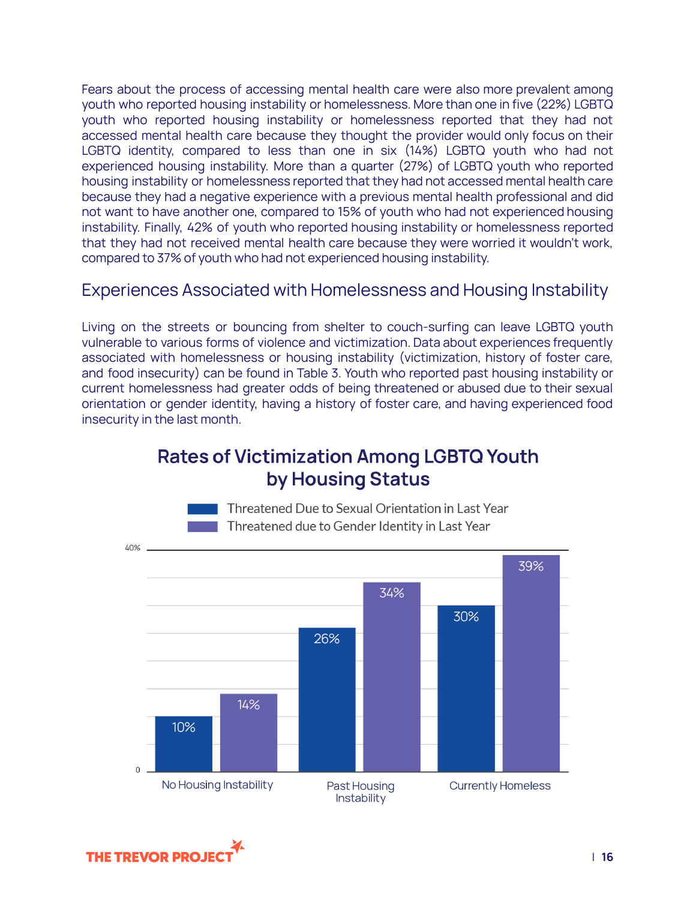Fears about the process of accessing mental health care were also more prevalent among youth who reported housing instability or homelessness. More than one in five (22%) LGBTQ youth who reported housing instability or homelessness reported that they had not accessed mental health care because they thought the provider would only focus on their LGBTQ identity, compared to less than one in six (14%) LGBTQ youth who had not experienced housing instability. More than a quarter (27%) of LGBTQ youth who reported housing instability or homelessness reported that they had not accessed mental health care because they had a negative experience with a previous mental health professional and did not want to have another one, compared to 15% of youth who had not experienced housing instability. Finally, 42% of youth who reported housing instability or homelessness reported that they had not received mental health care because they were worried it wouldn't work, compared to 37% of youth who had not experienced housing instability.

## Experiences Associated with Homelessness and Housing Instability

Living on the streets or bouncing from shelter to couch-surfing can leave LGBTQ youth vulnerable to various forms of violence and victimization. Data about experiences frequently associated with homelessness or housing instability (victimization, history of foster care, and food insecurity) can be found in Table 3. Youth who reported past housing instability or current homelessness had greater odds of being threatened or abused due to their sexual orientation or gender identity, having a history of foster care, and having experienced food insecurity in the last month.

### Rates of Victimization Among LGBTQ Youth by Housing Status

| | Threatened Due to Sexual Orientation in Last Year | Threatened due to Gender Identity in Last Year |
|---|---|---|
| No Housing Instability | 10% | 14% |
| Past Housing Instability | 26% | 34% |
| Currently Homeless | 30% | 39% |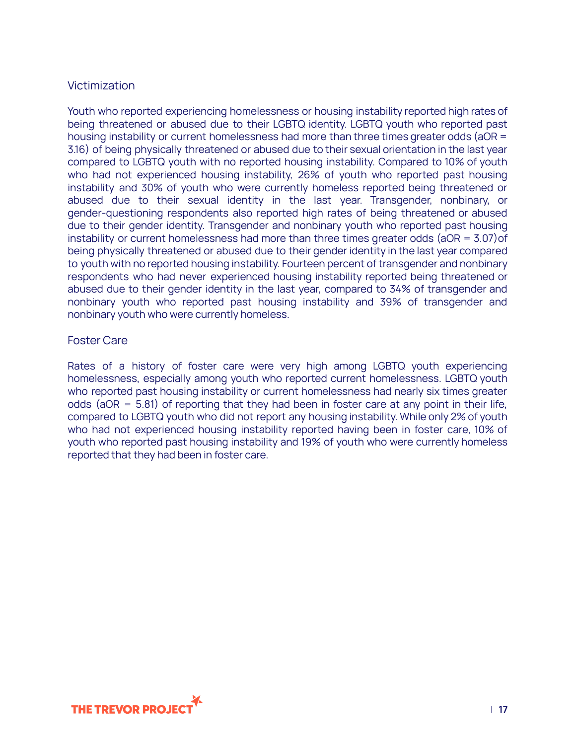### Victimization

Youth who reported experiencing homelessness or housing instability reported high rates of being threatened or abused due to their LGBTQ identity. LGBTQ youth who reported past housing instability or current homelessness had more than three times greater odds (aOR = 3.16) of being physically threatened or abused due to their sexual orientation in the last year compared to LGBTQ youth with no reported housing instability. Compared to 10% of youth who had not experienced housing instability, 26% of youth who reported past housing instability and 30% of youth who were currently homeless reported being threatened or abused due to their sexual identity in the last year. Transgender, nonbinary, or gender-questioning respondents also reported high rates of being threatened or abused due to their gender identity. Transgender and nonbinary youth who reported past housing instability or current homelessness had more than three times greater odds (aOR = 3.07)of being physically threatened or abused due to their gender identity in the last year compared to youth with no reported housing instability. Fourteen percent of transgender and nonbinary respondents who had never experienced housing instability reported being threatened or abused due to their gender identity in the last year, compared to 34% of transgender and nonbinary youth who reported past housing instability and 39% of transgender and nonbinary youth who were currently homeless.

### Foster Care

Rates of a history of foster care were very high among LGBTQ youth experiencing homelessness, especially among youth who reported current homelessness. LGBTQ youth who reported past housing instability or current homelessness had nearly six times greater odds (aOR = 5.81) of reporting that they had been in foster care at any point in their life, compared to LGBTQ youth who did not report any housing instability. While only 2% of youth who had not experienced housing instability reported having been in foster care, 10% of youth who reported past housing instability and 19% of youth who were currently homeless reported that they had been in foster care.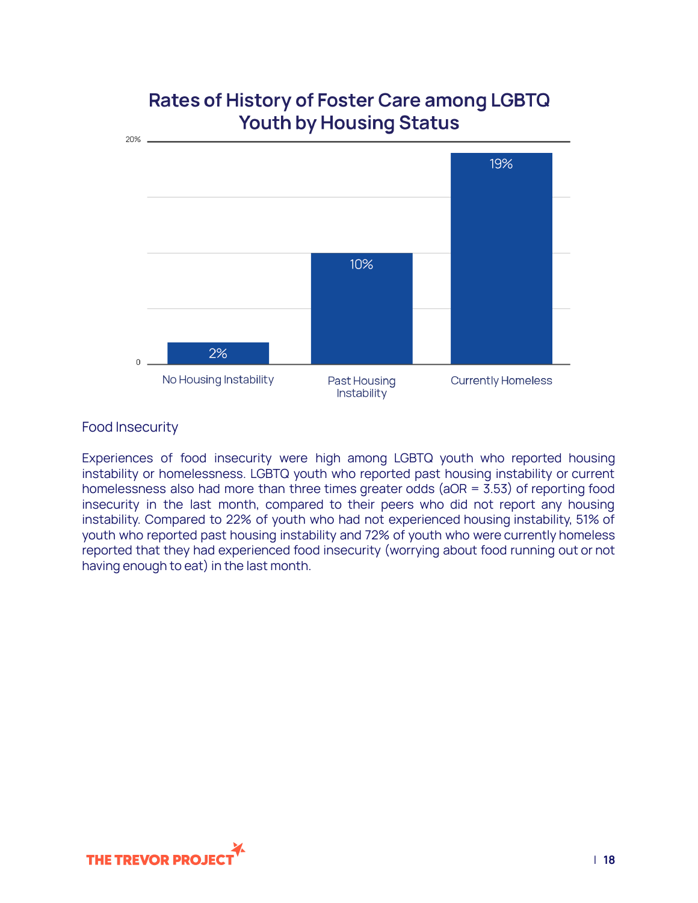## Rates of History of Foster Care among LGBTQ Youth by Housing Status

| Housing Status | Rate |
|---|---|
| No Housing Instability | 2% |
| Past Housing Instability | 10% |
| Currently Homeless | 19% |

### Food Insecurity

Experiences of food insecurity were high among LGBTQ youth who reported housing instability or homelessness. LGBTQ youth who reported past housing instability or current homelessness also had more than three times greater odds (aOR = 3.53) of reporting food insecurity in the last month, compared to their peers who did not report any housing instability. Compared to 22% of youth who had not experienced housing instability, 51% of youth who reported past housing instability and 72% of youth who were currently homeless reported that they had experienced food insecurity (worrying about food running out or not having enough to eat) in the last month.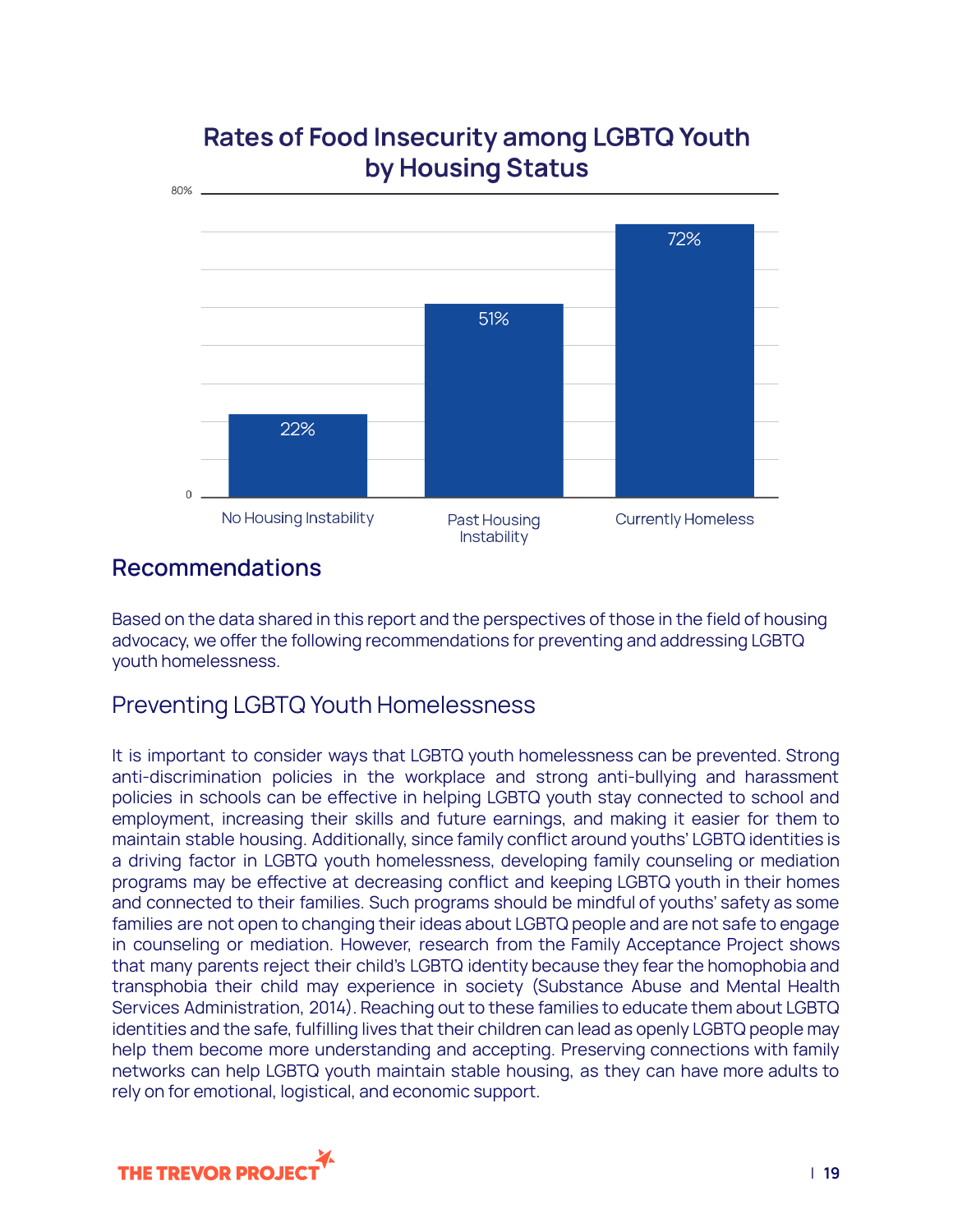## Rates of Food Insecurity among LGBTQ Youth by Housing Status

| Housing Status | Rate of Food Insecurity |
|---|---|
| No Housing Instability | 22% |
| Past Housing Instability | 51% |
| Currently Homeless | 72% |

## Recommendations

Based on the data shared in this report and the perspectives of those in the field of housing advocacy, we offer the following recommendations for preventing and addressing LGBTQ youth homelessness.

### Preventing LGBTQ Youth Homelessness

It is important to consider ways that LGBTQ youth homelessness can be prevented. Strong anti-discrimination policies in the workplace and strong anti-bullying and harassment policies in schools can be effective in helping LGBTQ youth stay connected to school and employment, increasing their skills and future earnings, and making it easier for them to maintain stable housing. Additionally, since family conflict around youths' LGBTQ identities is a driving factor in LGBTQ youth homelessness, developing family counseling or mediation programs may be effective at decreasing conflict and keeping LGBTQ youth in their homes and connected to their families. Such programs should be mindful of youths' safety as some families are not open to changing their ideas about LGBTQ people and are not safe to engage in counseling or mediation. However, research from the Family Acceptance Project shows that many parents reject their child's LGBTQ identity because they fear the homophobia and transphobia their child may experience in society (Substance Abuse and Mental Health Services Administration, 2014). Reaching out to these families to educate them about LGBTQ identities and the safe, fulfilling lives that their children can lead as openly LGBTQ people may help them become more understanding and accepting. Preserving connections with family networks can help LGBTQ youth maintain stable housing, as they can have more adults to rely on for emotional, logistical, and economic support.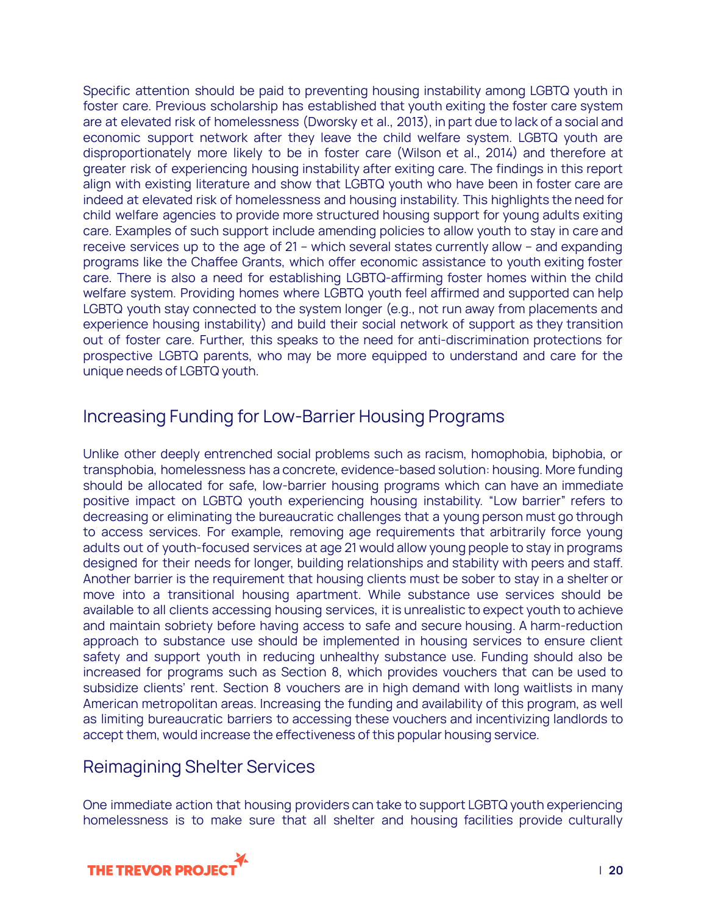Specific attention should be paid to preventing housing instability among LGBTQ youth in foster care. Previous scholarship has established that youth exiting the foster care system are at elevated risk of homelessness (Dworsky et al., 2013), in part due to lack of a social and economic support network after they leave the child welfare system. LGBTQ youth are disproportionately more likely to be in foster care (Wilson et al., 2014) and therefore at greater risk of experiencing housing instability after exiting care. The findings in this report align with existing literature and show that LGBTQ youth who have been in foster care are indeed at elevated risk of homelessness and housing instability. This highlights the need for child welfare agencies to provide more structured housing support for young adults exiting care. Examples of such support include amending policies to allow youth to stay in care and receive services up to the age of 21 – which several states currently allow – and expanding programs like the Chaffee Grants, which offer economic assistance to youth exiting foster care. There is also a need for establishing LGBTQ-affirming foster homes within the child welfare system. Providing homes where LGBTQ youth feel affirmed and supported can help LGBTQ youth stay connected to the system longer (e.g., not run away from placements and experience housing instability) and build their social network of support as they transition out of foster care. Further, this speaks to the need for anti-discrimination protections for prospective LGBTQ parents, who may be more equipped to understand and care for the unique needs of LGBTQ youth.

## Increasing Funding for Low-Barrier Housing Programs

Unlike other deeply entrenched social problems such as racism, homophobia, biphobia, or transphobia, homelessness has a concrete, evidence-based solution: housing. More funding should be allocated for safe, low-barrier housing programs which can have an immediate positive impact on LGBTQ youth experiencing housing instability. "Low barrier" refers to decreasing or eliminating the bureaucratic challenges that a young person must go through to access services. For example, removing age requirements that arbitrarily force young adults out of youth-focused services at age 21 would allow young people to stay in programs designed for their needs for longer, building relationships and stability with peers and staff. Another barrier is the requirement that housing clients must be sober to stay in a shelter or move into a transitional housing apartment. While substance use services should be available to all clients accessing housing services, it is unrealistic to expect youth to achieve and maintain sobriety before having access to safe and secure housing. A harm-reduction approach to substance use should be implemented in housing services to ensure client safety and support youth in reducing unhealthy substance use. Funding should also be increased for programs such as Section 8, which provides vouchers that can be used to subsidize clients' rent. Section 8 vouchers are in high demand with long waitlists in many American metropolitan areas. Increasing the funding and availability of this program, as well as limiting bureaucratic barriers to accessing these vouchers and incentivizing landlords to accept them, would increase the effectiveness of this popular housing service.

## Reimagining Shelter Services

One immediate action that housing providers can take to support LGBTQ youth experiencing homelessness is to make sure that all shelter and housing facilities provide culturally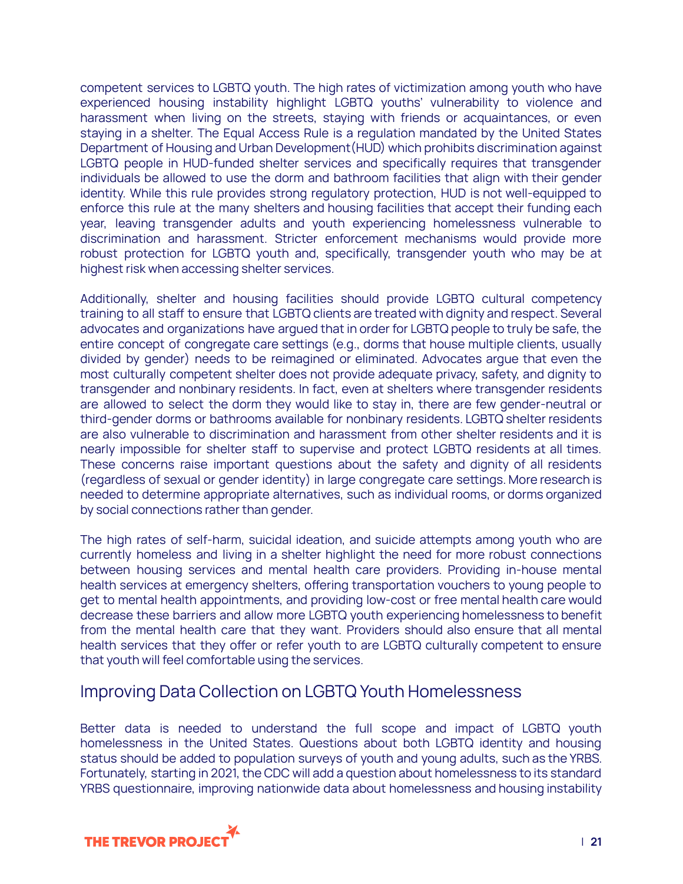competent services to LGBTQ youth. The high rates of victimization among youth who have experienced housing instability highlight LGBTQ youths' vulnerability to violence and harassment when living on the streets, staying with friends or acquaintances, or even staying in a shelter. The Equal Access Rule is a regulation mandated by the United States Department of Housing and Urban Development (HUD) which prohibits discrimination against LGBTQ people in HUD-funded shelter services and specifically requires that transgender individuals be allowed to use the dorm and bathroom facilities that align with their gender identity. While this rule provides strong regulatory protection, HUD is not well-equipped to enforce this rule at the many shelters and housing facilities that accept their funding each year, leaving transgender adults and youth experiencing homelessness vulnerable to discrimination and harassment. Stricter enforcement mechanisms would provide more robust protection for LGBTQ youth and, specifically, transgender youth who may be at highest risk when accessing shelter services.

Additionally, shelter and housing facilities should provide LGBTQ cultural competency training to all staff to ensure that LGBTQ clients are treated with dignity and respect. Several advocates and organizations have argued that in order for LGBTQ people to truly be safe, the entire concept of congregate care settings (e.g., dorms that house multiple clients, usually divided by gender) needs to be reimagined or eliminated. Advocates argue that even the most culturally competent shelter does not provide adequate privacy, safety, and dignity to transgender and nonbinary residents. In fact, even at shelters where transgender residents are allowed to select the dorm they would like to stay in, there are few gender-neutral or third-gender dorms or bathrooms available for nonbinary residents. LGBTQ shelter residents are also vulnerable to discrimination and harassment from other shelter residents and it is nearly impossible for shelter staff to supervise and protect LGBTQ residents at all times. These concerns raise important questions about the safety and dignity of all residents (regardless of sexual or gender identity) in large congregate care settings. More research is needed to determine appropriate alternatives, such as individual rooms, or dorms organized by social connections rather than gender.

The high rates of self-harm, suicidal ideation, and suicide attempts among youth who are currently homeless and living in a shelter highlight the need for more robust connections between housing services and mental health care providers. Providing in-house mental health services at emergency shelters, offering transportation vouchers to young people to get to mental health appointments, and providing low-cost or free mental health care would decrease these barriers and allow more LGBTQ youth experiencing homelessness to benefit from the mental health care that they want. Providers should also ensure that all mental health services that they offer or refer youth to are LGBTQ culturally competent to ensure that youth will feel comfortable using the services.

## Improving Data Collection on LGBTQ Youth Homelessness

Better data is needed to understand the full scope and impact of LGBTQ youth homelessness in the United States. Questions about both LGBTQ identity and housing status should be added to population surveys of youth and young adults, such as the YRBS. Fortunately, starting in 2021, the CDC will add a question about homelessness to its standard YRBS questionnaire, improving nationwide data about homelessness and housing instability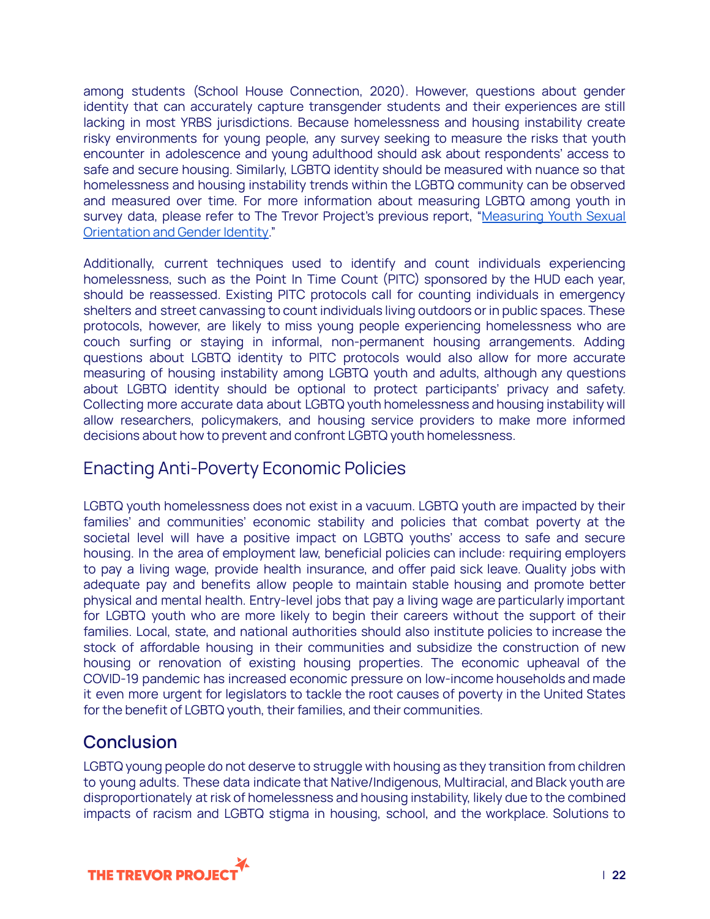among students (School House Connection, 2020). However, questions about gender identity that can accurately capture transgender students and their experiences are still lacking in most YRBS jurisdictions. Because homelessness and housing instability create risky environments for young people, any survey seeking to measure the risks that youth encounter in adolescence and young adulthood should ask about respondents' access to safe and secure housing. Similarly, LGBTQ identity should be measured with nuance so that homelessness and housing instability trends within the LGBTQ community can be observed and measured over time. For more information about measuring LGBTQ among youth in survey data, please refer to The Trevor Project's previous report, "Measuring Youth Sexual Orientation and Gender Identity."

Additionally, current techniques used to identify and count individuals experiencing homelessness, such as the Point In Time Count (PITC) sponsored by the HUD each year, should be reassessed. Existing PITC protocols call for counting individuals in emergency shelters and street canvassing to count individuals living outdoors or in public spaces. These protocols, however, are likely to miss young people experiencing homelessness who are couch surfing or staying in informal, non-permanent housing arrangements. Adding questions about LGBTQ identity to PITC protocols would also allow for more accurate measuring of housing instability among LGBTQ youth and adults, although any questions about LGBTQ identity should be optional to protect participants' privacy and safety. Collecting more accurate data about LGBTQ youth homelessness and housing instability will allow researchers, policymakers, and housing service providers to make more informed decisions about how to prevent and confront LGBTQ youth homelessness.

### Enacting Anti-Poverty Economic Policies

LGBTQ youth homelessness does not exist in a vacuum. LGBTQ youth are impacted by their families' and communities' economic stability and policies that combat poverty at the societal level will have a positive impact on LGBTQ youths' access to safe and secure housing. In the area of employment law, beneficial policies can include: requiring employers to pay a living wage, provide health insurance, and offer paid sick leave. Quality jobs with adequate pay and benefits allow people to maintain stable housing and promote better physical and mental health. Entry-level jobs that pay a living wage are particularly important for LGBTQ youth who are more likely to begin their careers without the support of their families. Local, state, and national authorities should also institute policies to increase the stock of affordable housing in their communities and subsidize the construction of new housing or renovation of existing housing properties. The economic upheaval of the COVID-19 pandemic has increased economic pressure on low-income households and made it even more urgent for legislators to tackle the root causes of poverty in the United States for the benefit of LGBTQ youth, their families, and their communities.

## Conclusion

LGBTQ young people do not deserve to struggle with housing as they transition from children to young adults. These data indicate that Native/Indigenous, Multiracial, and Black youth are disproportionately at risk of homelessness and housing instability, likely due to the combined impacts of racism and LGBTQ stigma in housing, school, and the workplace. Solutions to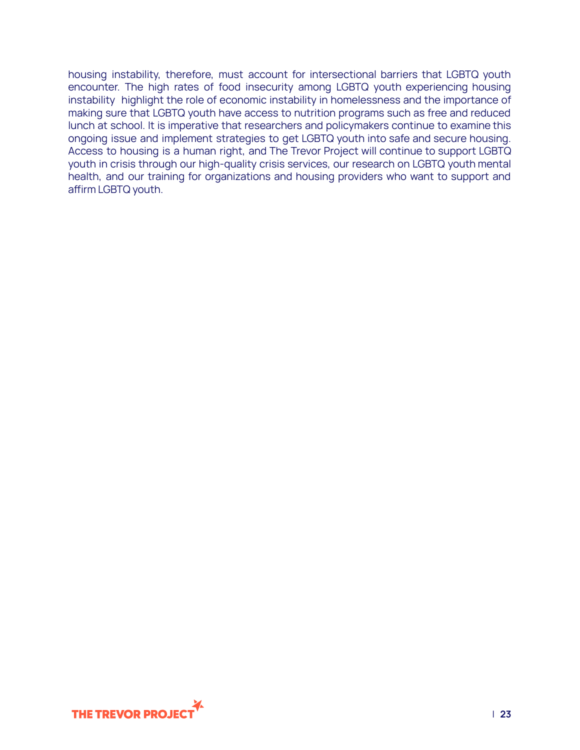housing instability, therefore, must account for intersectional barriers that LGBTQ youth encounter. The high rates of food insecurity among LGBTQ youth experiencing housing instability highlight the role of economic instability in homelessness and the importance of making sure that LGBTQ youth have access to nutrition programs such as free and reduced lunch at school. It is imperative that researchers and policymakers continue to examine this ongoing issue and implement strategies to get LGBTQ youth into safe and secure housing. Access to housing is a human right, and The Trevor Project will continue to support LGBTQ youth in crisis through our high-quality crisis services, our research on LGBTQ youth mental health, and our training for organizations and housing providers who want to support and affirm LGBTQ youth.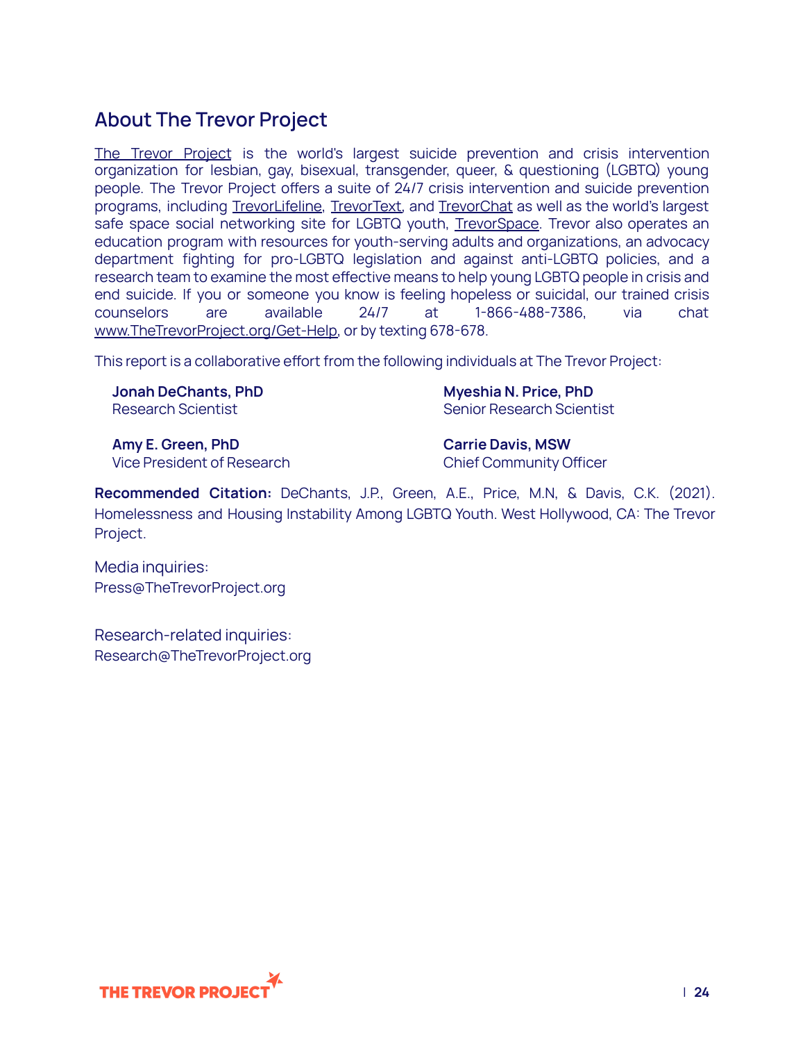## About The Trevor Project

The Trevor Project is the world's largest suicide prevention and crisis intervention organization for lesbian, gay, bisexual, transgender, queer, & questioning (LGBTQ) young people. The Trevor Project offers a suite of 24/7 crisis intervention and suicide prevention programs, including TrevorLifeline, TrevorText, and TrevorChat as well as the world's largest safe space social networking site for LGBTQ youth, TrevorSpace. Trevor also operates an education program with resources for youth-serving adults and organizations, an advocacy department fighting for pro-LGBTQ legislation and against anti-LGBTQ policies, and a research team to examine the most effective means to help young LGBTQ people in crisis and end suicide. If you or someone you know is feeling hopeless or suicidal, our trained crisis counselors are available 24/7 at 1-866-488-7386, via chat www.TheTrevorProject.org/Get-Help, or by texting 678-678.

This report is a collaborative effort from the following individuals at The Trevor Project:

**Jonah DeChants, PhD**
Research Scientist

**Myeshia N. Price, PhD**
Senior Research Scientist

**Amy E. Green, PhD**
Vice President of Research

**Carrie Davis, MSW**
Chief Community Officer

**Recommended Citation:** DeChants, J.P., Green, A.E., Price, M.N, & Davis, C.K. (2021). Homelessness and Housing Instability Among LGBTQ Youth. West Hollywood, CA: The Trevor Project.

Media inquiries:
Press@TheTrevorProject.org

Research-related inquiries:
Research@TheTrevorProject.org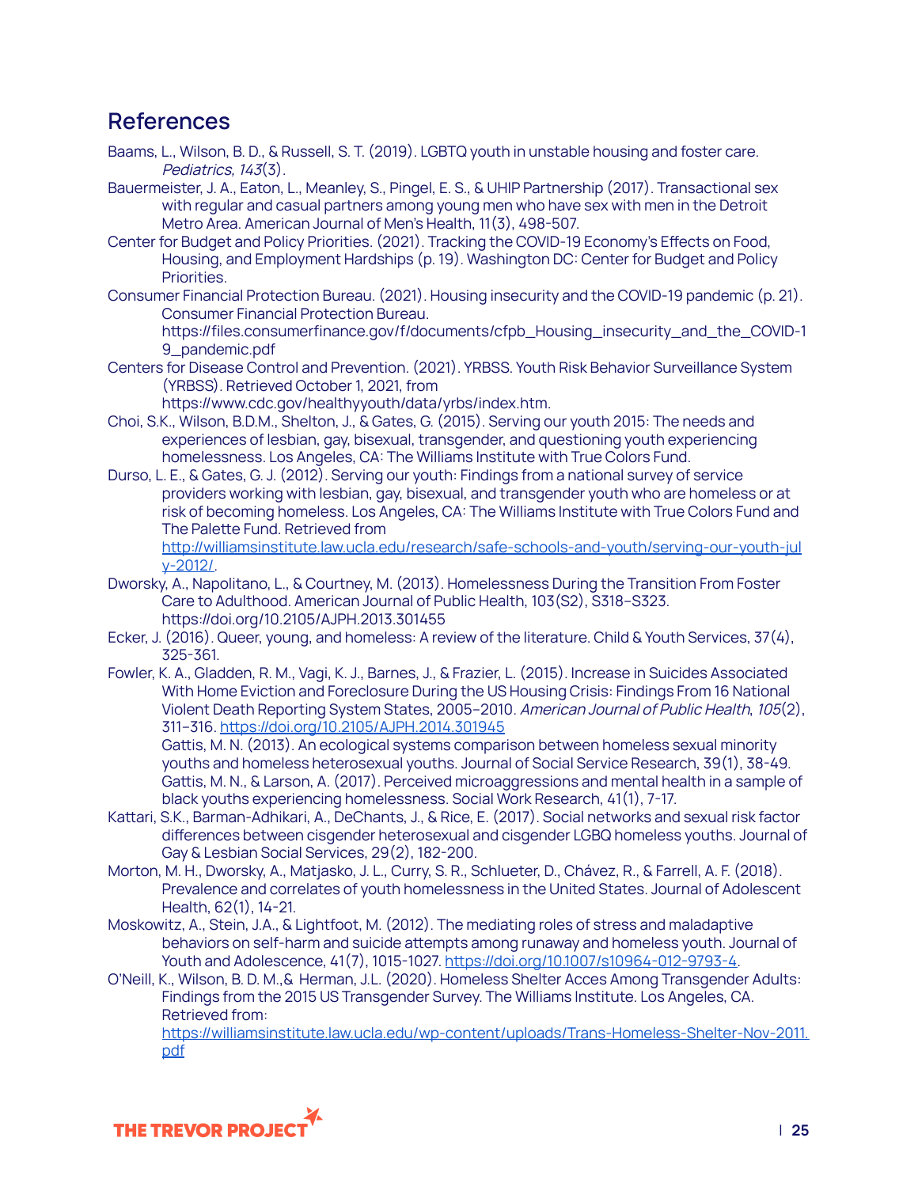## References

Baams, L., Wilson, B. D., & Russell, S. T. (2019). LGBTQ youth in unstable housing and foster care. *Pediatrics, 143*(3).

Bauermeister, J. A., Eaton, L., Meanley, S., Pingel, E. S., & UHIP Partnership (2017). Transactional sex with regular and casual partners among young men who have sex with men in the Detroit Metro Area. American Journal of Men's Health, 11(3), 498-507.

Center for Budget and Policy Priorities. (2021). Tracking the COVID-19 Economy's Effects on Food, Housing, and Employment Hardships (p. 19). Washington DC: Center for Budget and Policy Priorities.

Consumer Financial Protection Bureau. (2021). Housing insecurity and the COVID-19 pandemic (p. 21). Consumer Financial Protection Bureau. https://files.consumerfinance.gov/f/documents/cfpb_Housing_insecurity_and_the_COVID-19_pandemic.pdf

Centers for Disease Control and Prevention. (2021). YRBSS. Youth Risk Behavior Surveillance System (YRBSS). Retrieved October 1, 2021, from https://www.cdc.gov/healthyyouth/data/yrbs/index.htm.

Choi, S.K., Wilson, B.D.M., Shelton, J., & Gates, G. (2015). Serving our youth 2015: The needs and experiences of lesbian, gay, bisexual, transgender, and questioning youth experiencing homelessness. Los Angeles, CA: The Williams Institute with True Colors Fund.

Durso, L. E., & Gates, G. J. (2012). Serving our youth: Findings from a national survey of service providers working with lesbian, gay, bisexual, and transgender youth who are homeless or at risk of becoming homeless. Los Angeles, CA: The Williams Institute with True Colors Fund and The Palette Fund. Retrieved from http://williamsinstitute.law.ucla.edu/research/safe-schools-and-youth/serving-our-youth-july-2012/.

Dworsky, A., Napolitano, L., & Courtney, M. (2013). Homelessness During the Transition From Foster Care to Adulthood. American Journal of Public Health, 103(S2), S318–S323. https://doi.org/10.2105/AJPH.2013.301455

Ecker, J. (2016). Queer, young, and homeless: A review of the literature. Child & Youth Services, 37(4), 325-361.

Fowler, K. A., Gladden, R. M., Vagi, K. J., Barnes, J., & Frazier, L. (2015). Increase in Suicides Associated With Home Eviction and Foreclosure During the US Housing Crisis: Findings From 16 National Violent Death Reporting System States, 2005–2010. *American Journal of Public Health*, *105*(2), 311–316. https://doi.org/10.2105/AJPH.2014.301945

Gattis, M. N. (2013). An ecological systems comparison between homeless sexual minority youths and homeless heterosexual youths. Journal of Social Service Research, 39(1), 38-49.

Gattis, M. N., & Larson, A. (2017). Perceived microaggressions and mental health in a sample of black youths experiencing homelessness. Social Work Research, 41(1), 7-17.

Kattari, S.K., Barman-Adhikari, A., DeChants, J., & Rice, E. (2017). Social networks and sexual risk factor differences between cisgender heterosexual and cisgender LGBQ homeless youths. Journal of Gay & Lesbian Social Services, 29(2), 182-200.

Morton, M. H., Dworsky, A., Matjasko, J. L., Curry, S. R., Schlueter, D., Chávez, R., & Farrell, A. F. (2018). Prevalence and correlates of youth homelessness in the United States. Journal of Adolescent Health, 62(1), 14-21.

Moskowitz, A., Stein, J.A., & Lightfoot, M. (2012). The mediating roles of stress and maladaptive behaviors on self-harm and suicide attempts among runaway and homeless youth. Journal of Youth and Adolescence, 41(7), 1015-1027. https://doi.org/10.1007/s10964-012-9793-4.

O'Neill, K., Wilson, B. D. M.,& Herman, J.L. (2020). Homeless Shelter Acces Among Transgender Adults: Findings from the 2015 US Transgender Survey. The Williams Institute. Los Angeles, CA. Retrieved from: https://williamsinstitute.law.ucla.edu/wp-content/uploads/Trans-Homeless-Shelter-Nov-2011.pdf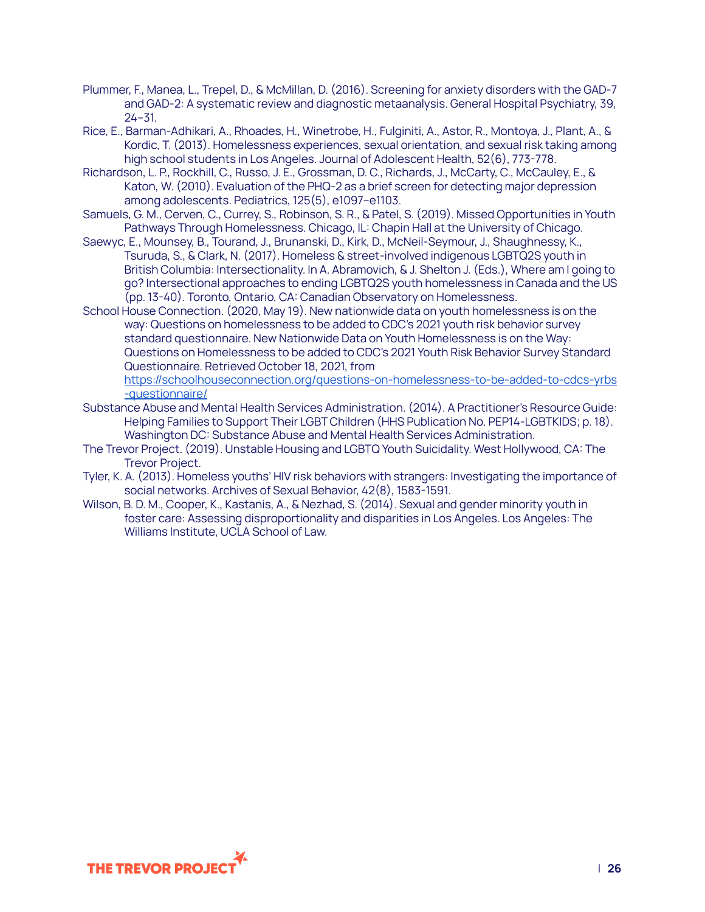Plummer, F., Manea, L., Trepel, D., & McMillan, D. (2016). Screening for anxiety disorders with the GAD-7 and GAD-2: A systematic review and diagnostic metaanalysis. General Hospital Psychiatry, 39, 24–31.

Rice, E., Barman-Adhikari, A., Rhoades, H., Winetrobe, H., Fulginiti, A., Astor, R., Montoya, J., Plant, A., & Kordic, T. (2013). Homelessness experiences, sexual orientation, and sexual risk taking among high school students in Los Angeles. Journal of Adolescent Health, 52(6), 773-778.

Richardson, L. P., Rockhill, C., Russo, J. E., Grossman, D. C., Richards, J., McCarty, C., McCauley, E., & Katon, W. (2010). Evaluation of the PHQ-2 as a brief screen for detecting major depression among adolescents. Pediatrics, 125(5), e1097–e1103.

Samuels, G. M., Cerven, C., Currey, S., Robinson, S. R., & Patel, S. (2019). Missed Opportunities in Youth Pathways Through Homelessness. Chicago, IL: Chapin Hall at the University of Chicago.

Saewyc, E., Mounsey, B., Tourand, J., Brunanski, D., Kirk, D., McNeil-Seymour, J., Shaughnessy, K., Tsuruda, S., & Clark, N. (2017). Homeless & street-involved indigenous LGBTQ2S youth in British Columbia: Intersectionality. In A. Abramovich, & J. Shelton J. (Eds.), Where am I going to go? Intersectional approaches to ending LGBTQ2S youth homelessness in Canada and the US (pp. 13-40). Toronto, Ontario, CA: Canadian Observatory on Homelessness.

School House Connection. (2020, May 19). New nationwide data on youth homelessness is on the way: Questions on homelessness to be added to CDC's 2021 youth risk behavior survey standard questionnaire. New Nationwide Data on Youth Homelessness is on the Way: Questions on Homelessness to be added to CDC's 2021 Youth Risk Behavior Survey Standard Questionnaire. Retrieved October 18, 2021, from https://schoolhouseconnection.org/questions-on-homelessness-to-be-added-to-cdcs-yrbs-questionnaire/

Substance Abuse and Mental Health Services Administration. (2014). A Practitioner's Resource Guide: Helping Families to Support Their LGBT Children (HHS Publication No. PEP14-LGBTKIDS; p. 18). Washington DC: Substance Abuse and Mental Health Services Administration.

The Trevor Project. (2019). Unstable Housing and LGBTQ Youth Suicidality. West Hollywood, CA: The Trevor Project.

Tyler, K. A. (2013). Homeless youths' HIV risk behaviors with strangers: Investigating the importance of social networks. Archives of Sexual Behavior, 42(8), 1583-1591.

Wilson, B. D. M., Cooper, K., Kastanis, A., & Nezhad, S. (2014). Sexual and gender minority youth in foster care: Assessing disproportionality and disparities in Los Angeles. Los Angeles: The Williams Institute, UCLA School of Law.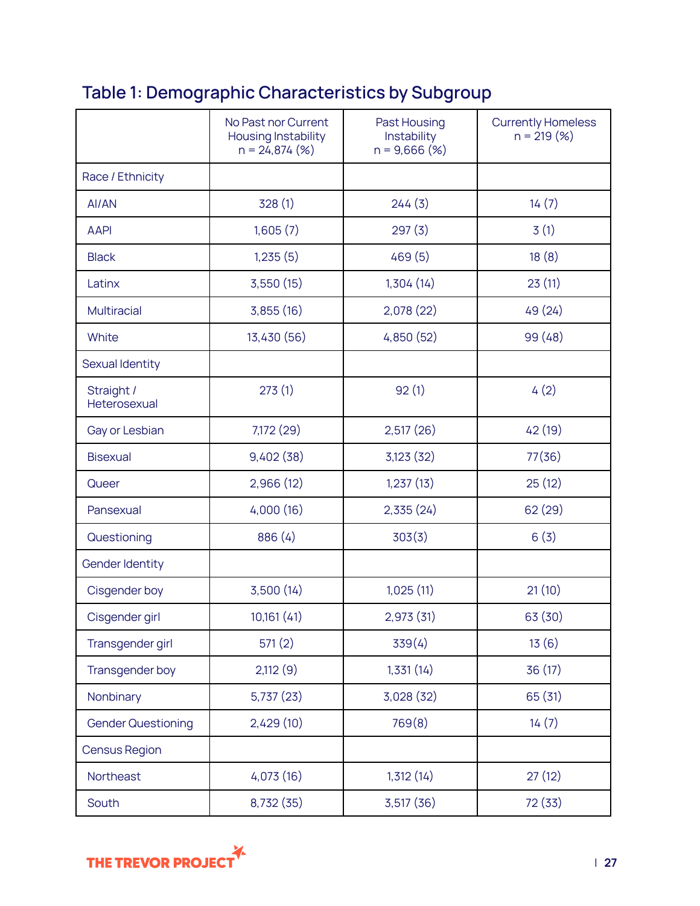## Table 1: Demographic Characteristics by Subgroup

| | No Past nor Current Housing Instability n = 24,874 (%) | Past Housing Instability n = 9,666 (%) | Currently Homeless n = 219 (%) |
|---|---|---|---|
| Race / Ethnicity | | | |
| AI/AN | 328 (1) | 244 (3) | 14 (7) |
| AAPI | 1,605 (7) | 297 (3) | 3 (1) |
| Black | 1,235 (5) | 469 (5) | 18 (8) |
| Latinx | 3,550 (15) | 1,304 (14) | 23 (11) |
| Multiracial | 3,855 (16) | 2,078 (22) | 49 (24) |
| White | 13,430 (56) | 4,850 (52) | 99 (48) |
| Sexual Identity | | | |
| Straight / Heterosexual | 273 (1) | 92 (1) | 4 (2) |
| Gay or Lesbian | 7,172 (29) | 2,517 (26) | 42 (19) |
| Bisexual | 9,402 (38) | 3,123 (32) | 77(36) |
| Queer | 2,966 (12) | 1,237 (13) | 25 (12) |
| Pansexual | 4,000 (16) | 2,335 (24) | 62 (29) |
| Questioning | 886 (4) | 303(3) | 6 (3) |
| Gender Identity | | | |
| Cisgender boy | 3,500 (14) | 1,025 (11) | 21 (10) |
| Cisgender girl | 10,161 (41) | 2,973 (31) | 63 (30) |
| Transgender girl | 571 (2) | 339(4) | 13 (6) |
| Transgender boy | 2,112 (9) | 1,331 (14) | 36 (17) |
| Nonbinary | 5,737 (23) | 3,028 (32) | 65 (31) |
| Gender Questioning | 2,429 (10) | 769(8) | 14 (7) |
| Census Region | | | |
| Northeast | 4,073 (16) | 1,312 (14) | 27 (12) |
| South | 8,732 (35) | 3,517 (36) | 72 (33) |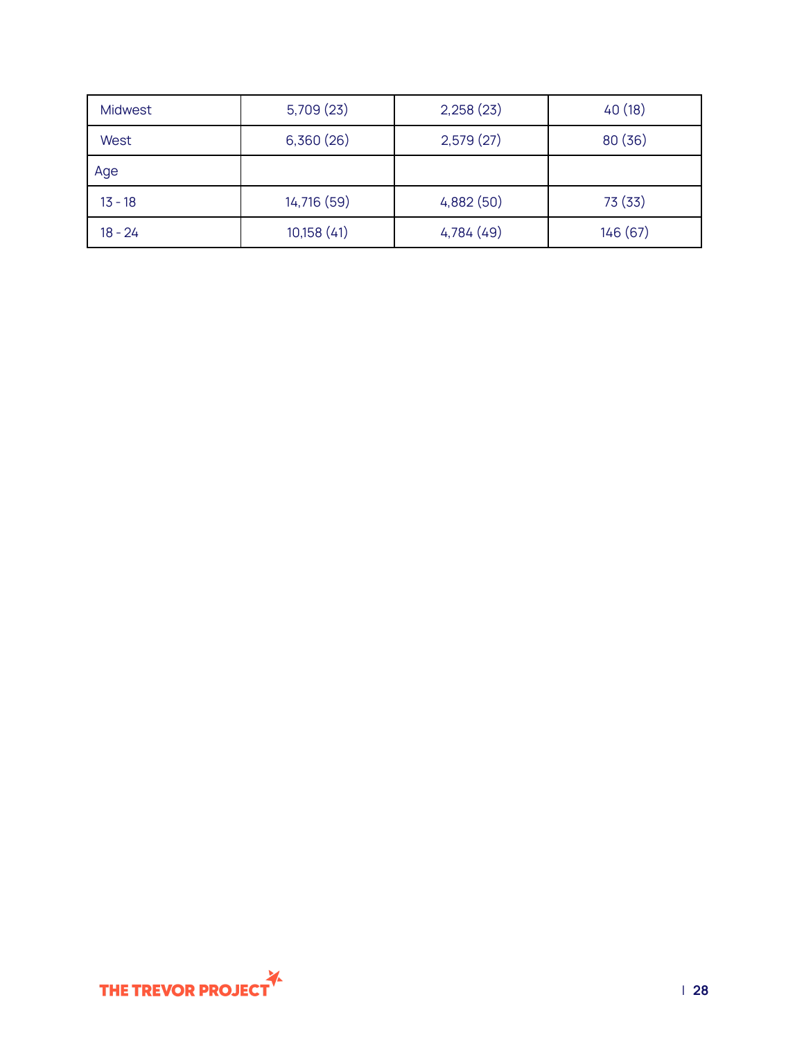| | | | |
|---|---|---|---|
| Midwest | 5,709 (23) | 2,258 (23) | 40 (18) |
| West | 6,360 (26) | 2,579 (27) | 80 (36) |
| Age | | | |
| 13 - 18 | 14,716 (59) | 4,882 (50) | 73 (33) |
| 18 - 24 | 10,158 (41) | 4,784 (49) | 146 (67) |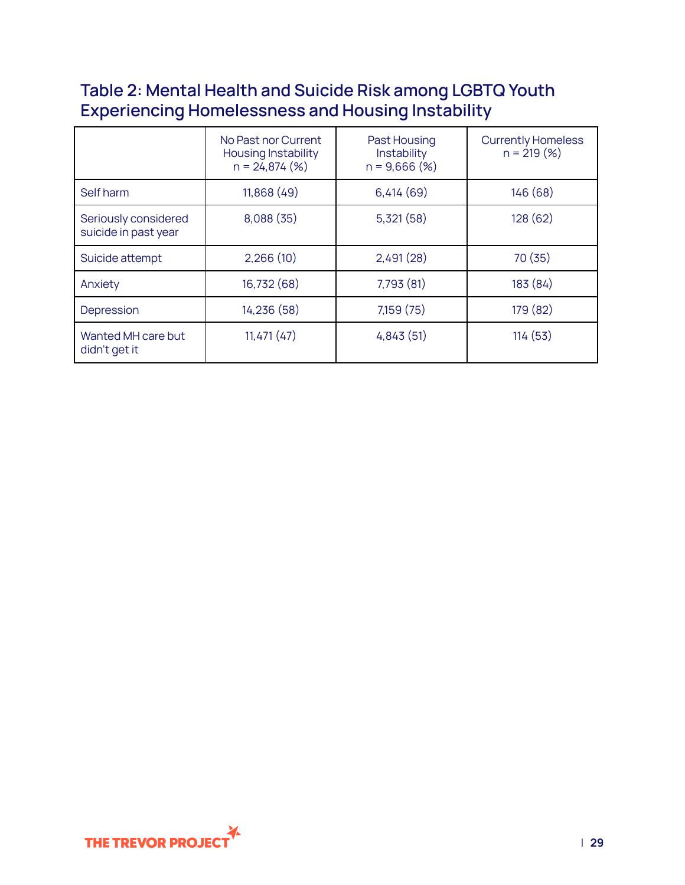## Table 2: Mental Health and Suicide Risk among LGBTQ Youth Experiencing Homelessness and Housing Instability

| | No Past nor Current Housing Instability n = 24,874 (%) | Past Housing Instability n = 9,666 (%) | Currently Homeless n = 219 (%) |
|---|---|---|---|
| Self harm | 11,868 (49) | 6,414 (69) | 146 (68) |
| Seriously considered suicide in past year | 8,088 (35) | 5,321 (58) | 128 (62) |
| Suicide attempt | 2,266 (10) | 2,491 (28) | 70 (35) |
| Anxiety | 16,732 (68) | 7,793 (81) | 183 (84) |
| Depression | 14,236 (58) | 7,159 (75) | 179 (82) |
| Wanted MH care but didn't get it | 11,471 (47) | 4,843 (51) | 114 (53) |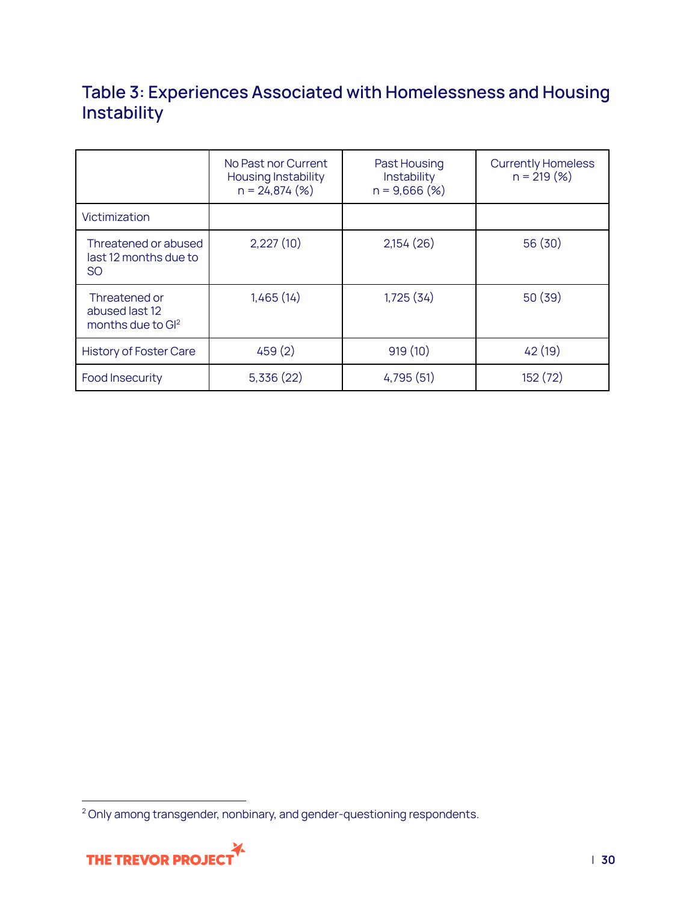## Table 3: Experiences Associated with Homelessness and Housing Instability

| | No Past nor Current Housing Instability n = 24,874 (%) | Past Housing Instability n = 9,666 (%) | Currently Homeless n = 219 (%) |
|---|---|---|---|
| Victimization | | | |
| Threatened or abused last 12 months due to SO | 2,227 (10) | 2,154 (26) | 56 (30) |
| Threatened or abused last 12 months due to GI[2] | 1,465 (14) | 1,725 (34) | 50 (39) |
| History of Foster Care | 459 (2) | 919 (10) | 42 (19) |
| Food Insecurity | 5,336 (22) | 4,795 (51) | 152 (72) |

[2] Only among transgender, nonbinary, and gender-questioning respondents.